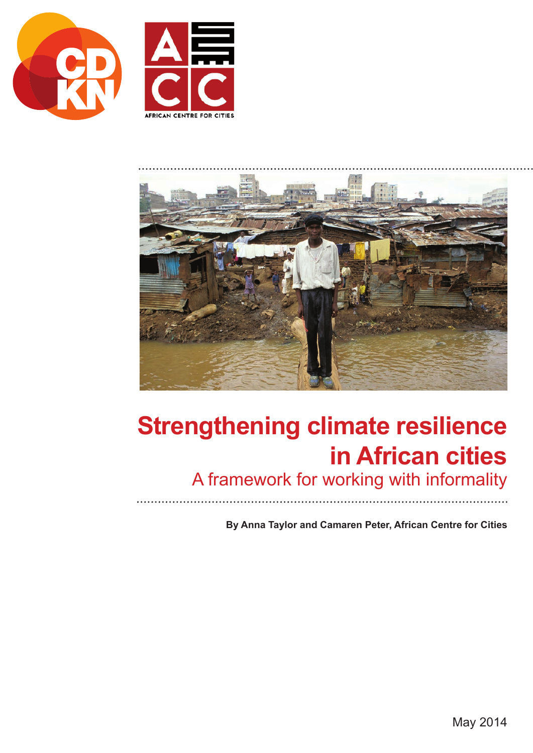AFRICAN CENTRE FOR CITIES

# Strengthening climate resilience in African cities

## A framework for working with informality

**By Anna Taylor and Camaren Peter, African Centre for Cities**

May 2014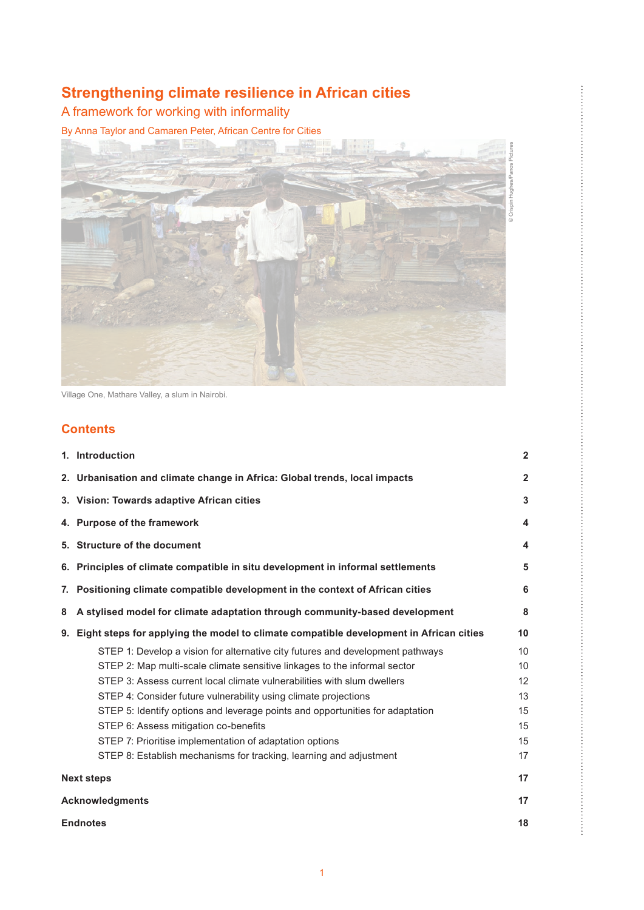# Strengthening climate resilience in African cities

## A framework for working with informality

By Anna Taylor and Camaren Peter, African Centre for Cities

© Crispin Hughes/Panos Pictures

Village One, Mathare Valley, a slum in Nairobi.

## Contents

| | |
|---|---|
| **1. Introduction** | **2** |
| **2. Urbanisation and climate change in Africa: Global trends, local impacts** | **2** |
| **3. Vision: Towards adaptive African cities** | **3** |
| **4. Purpose of the framework** | **4** |
| **5. Structure of the document** | **4** |
| **6. Principles of climate compatible in situ development in informal settlements** | **5** |
| **7. Positioning climate compatible development in the context of African cities** | **6** |
| **8 A stylised model for climate adaptation through community-based development** | **8** |
| **9. Eight steps for applying the model to climate compatible development in African cities** | **10** |
| STEP 1: Develop a vision for alternative city futures and development pathways | 10 |
| STEP 2: Map multi-scale climate sensitive linkages to the informal sector | 10 |
| STEP 3: Assess current local climate vulnerabilities with slum dwellers | 12 |
| STEP 4: Consider future vulnerability using climate projections | 13 |
| STEP 5: Identify options and leverage points and opportunities for adaptation | 15 |
| STEP 6: Assess mitigation co-benefits | 15 |
| STEP 7: Prioritise implementation of adaptation options | 15 |
| STEP 8: Establish mechanisms for tracking, learning and adjustment | 17 |
| **Next steps** | **17** |
| **Acknowledgments** | **17** |
| **Endnotes** | **18** |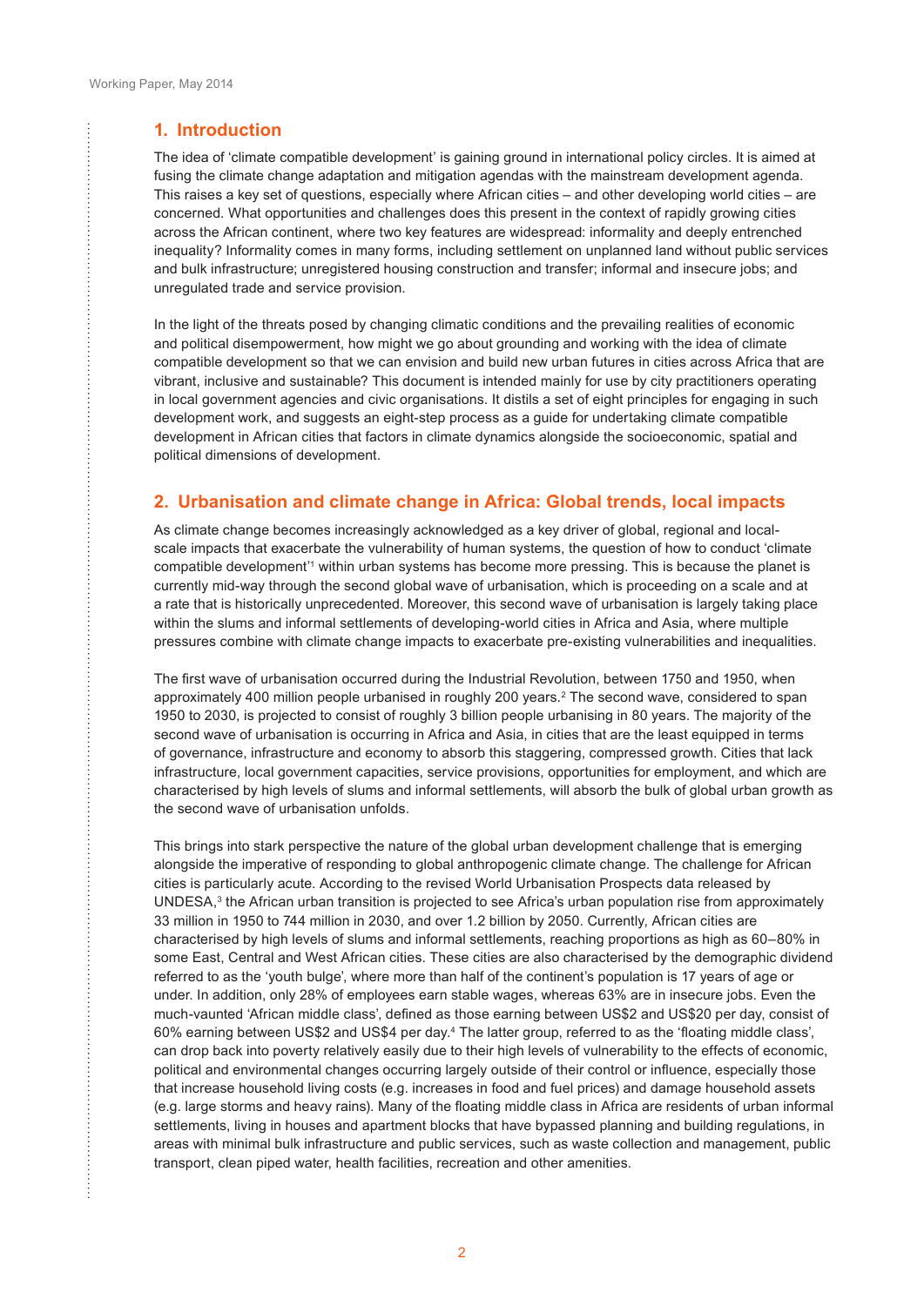## 1. Introduction

The idea of 'climate compatible development' is gaining ground in international policy circles. It is aimed at fusing the climate change adaptation and mitigation agendas with the mainstream development agenda. This raises a key set of questions, especially where African cities – and other developing world cities – are concerned. What opportunities and challenges does this present in the context of rapidly growing cities across the African continent, where two key features are widespread: informality and deeply entrenched inequality? Informality comes in many forms, including settlement on unplanned land without public services and bulk infrastructure; unregistered housing construction and transfer; informal and insecure jobs; and unregulated trade and service provision.

In the light of the threats posed by changing climatic conditions and the prevailing realities of economic and political disempowerment, how might we go about grounding and working with the idea of climate compatible development so that we can envision and build new urban futures in cities across Africa that are vibrant, inclusive and sustainable? This document is intended mainly for use by city practitioners operating in local government agencies and civic organisations. It distils a set of eight principles for engaging in such development work, and suggests an eight-step process as a guide for undertaking climate compatible development in African cities that factors in climate dynamics alongside the socioeconomic, spatial and political dimensions of development.

## 2. Urbanisation and climate change in Africa: Global trends, local impacts

As climate change becomes increasingly acknowledged as a key driver of global, regional and local-scale impacts that exacerbate the vulnerability of human systems, the question of how to conduct 'climate compatible development'[1] within urban systems has become more pressing. This is because the planet is currently mid-way through the second global wave of urbanisation, which is proceeding on a scale and at a rate that is historically unprecedented. Moreover, this second wave of urbanisation is largely taking place within the slums and informal settlements of developing-world cities in Africa and Asia, where multiple pressures combine with climate change impacts to exacerbate pre-existing vulnerabilities and inequalities.

The first wave of urbanisation occurred during the Industrial Revolution, between 1750 and 1950, when approximately 400 million people urbanised in roughly 200 years.[2] The second wave, considered to span 1950 to 2030, is projected to consist of roughly 3 billion people urbanising in 80 years. The majority of the second wave of urbanisation is occurring in Africa and Asia, in cities that are the least equipped in terms of governance, infrastructure and economy to absorb this staggering, compressed growth. Cities that lack infrastructure, local government capacities, service provisions, opportunities for employment, and which are characterised by high levels of slums and informal settlements, will absorb the bulk of global urban growth as the second wave of urbanisation unfolds.

This brings into stark perspective the nature of the global urban development challenge that is emerging alongside the imperative of responding to global anthropogenic climate change. The challenge for African cities is particularly acute. According to the revised World Urbanisation Prospects data released by UNDESA,[3] the African urban transition is projected to see Africa's urban population rise from approximately 33 million in 1950 to 744 million in 2030, and over 1.2 billion by 2050. Currently, African cities are characterised by high levels of slums and informal settlements, reaching proportions as high as 60–80% in some East, Central and West African cities. These cities are also characterised by the demographic dividend referred to as the 'youth bulge', where more than half of the continent's population is 17 years of age or under. In addition, only 28% of employees earn stable wages, whereas 63% are in insecure jobs. Even the much-vaunted 'African middle class', defined as those earning between US$2 and US$20 per day, consist of 60% earning between US$2 and US$4 per day.[4] The latter group, referred to as the 'floating middle class', can drop back into poverty relatively easily due to their high levels of vulnerability to the effects of economic, political and environmental changes occurring largely outside of their control or influence, especially those that increase household living costs (e.g. increases in food and fuel prices) and damage household assets (e.g. large storms and heavy rains). Many of the floating middle class in Africa are residents of urban informal settlements, living in houses and apartment blocks that have bypassed planning and building regulations, in areas with minimal bulk infrastructure and public services, such as waste collection and management, public transport, clean piped water, health facilities, recreation and other amenities.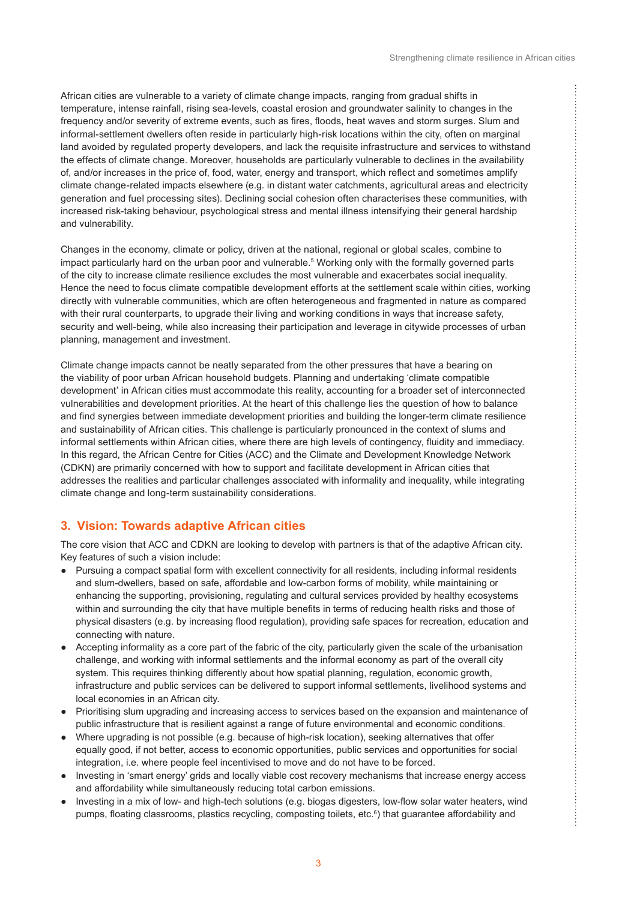African cities are vulnerable to a variety of climate change impacts, ranging from gradual shifts in temperature, intense rainfall, rising sea-levels, coastal erosion and groundwater salinity to changes in the frequency and/or severity of extreme events, such as fires, floods, heat waves and storm surges. Slum and informal-settlement dwellers often reside in particularly high-risk locations within the city, often on marginal land avoided by regulated property developers, and lack the requisite infrastructure and services to withstand the effects of climate change. Moreover, households are particularly vulnerable to declines in the availability of, and/or increases in the price of, food, water, energy and transport, which reflect and sometimes amplify climate change-related impacts elsewhere (e.g. in distant water catchments, agricultural areas and electricity generation and fuel processing sites). Declining social cohesion often characterises these communities, with increased risk-taking behaviour, psychological stress and mental illness intensifying their general hardship and vulnerability.

Changes in the economy, climate or policy, driven at the national, regional or global scales, combine to impact particularly hard on the urban poor and vulnerable.[5] Working only with the formally governed parts of the city to increase climate resilience excludes the most vulnerable and exacerbates social inequality. Hence the need to focus climate compatible development efforts at the settlement scale within cities, working directly with vulnerable communities, which are often heterogeneous and fragmented in nature as compared with their rural counterparts, to upgrade their living and working conditions in ways that increase safety, security and well-being, while also increasing their participation and leverage in citywide processes of urban planning, management and investment.

Climate change impacts cannot be neatly separated from the other pressures that have a bearing on the viability of poor urban African household budgets. Planning and undertaking 'climate compatible development' in African cities must accommodate this reality, accounting for a broader set of interconnected vulnerabilities and development priorities. At the heart of this challenge lies the question of how to balance and find synergies between immediate development priorities and building the longer-term climate resilience and sustainability of African cities. This challenge is particularly pronounced in the context of slums and informal settlements within African cities, where there are high levels of contingency, fluidity and immediacy. In this regard, the African Centre for Cities (ACC) and the Climate and Development Knowledge Network (CDKN) are primarily concerned with how to support and facilitate development in African cities that addresses the realities and particular challenges associated with informality and inequality, while integrating climate change and long-term sustainability considerations.

## 3. Vision: Towards adaptive African cities

The core vision that ACC and CDKN are looking to develop with partners is that of the adaptive African city. Key features of such a vision include:

- Pursuing a compact spatial form with excellent connectivity for all residents, including informal residents and slum-dwellers, based on safe, affordable and low-carbon forms of mobility, while maintaining or enhancing the supporting, provisioning, regulating and cultural services provided by healthy ecosystems within and surrounding the city that have multiple benefits in terms of reducing health risks and those of physical disasters (e.g. by increasing flood regulation), providing safe spaces for recreation, education and connecting with nature.
- Accepting informality as a core part of the fabric of the city, particularly given the scale of the urbanisation challenge, and working with informal settlements and the informal economy as part of the overall city system. This requires thinking differently about how spatial planning, regulation, economic growth, infrastructure and public services can be delivered to support informal settlements, livelihood systems and local economies in an African city.
- Prioritising slum upgrading and increasing access to services based on the expansion and maintenance of public infrastructure that is resilient against a range of future environmental and economic conditions.
- Where upgrading is not possible (e.g. because of high-risk location), seeking alternatives that offer equally good, if not better, access to economic opportunities, public services and opportunities for social integration, i.e. where people feel incentivised to move and do not have to be forced.
- Investing in 'smart energy' grids and locally viable cost recovery mechanisms that increase energy access and affordability while simultaneously reducing total carbon emissions.
- Investing in a mix of low- and high-tech solutions (e.g. biogas digesters, low-flow solar water heaters, wind pumps, floating classrooms, plastics recycling, composting toilets, etc.[6]) that guarantee affordability and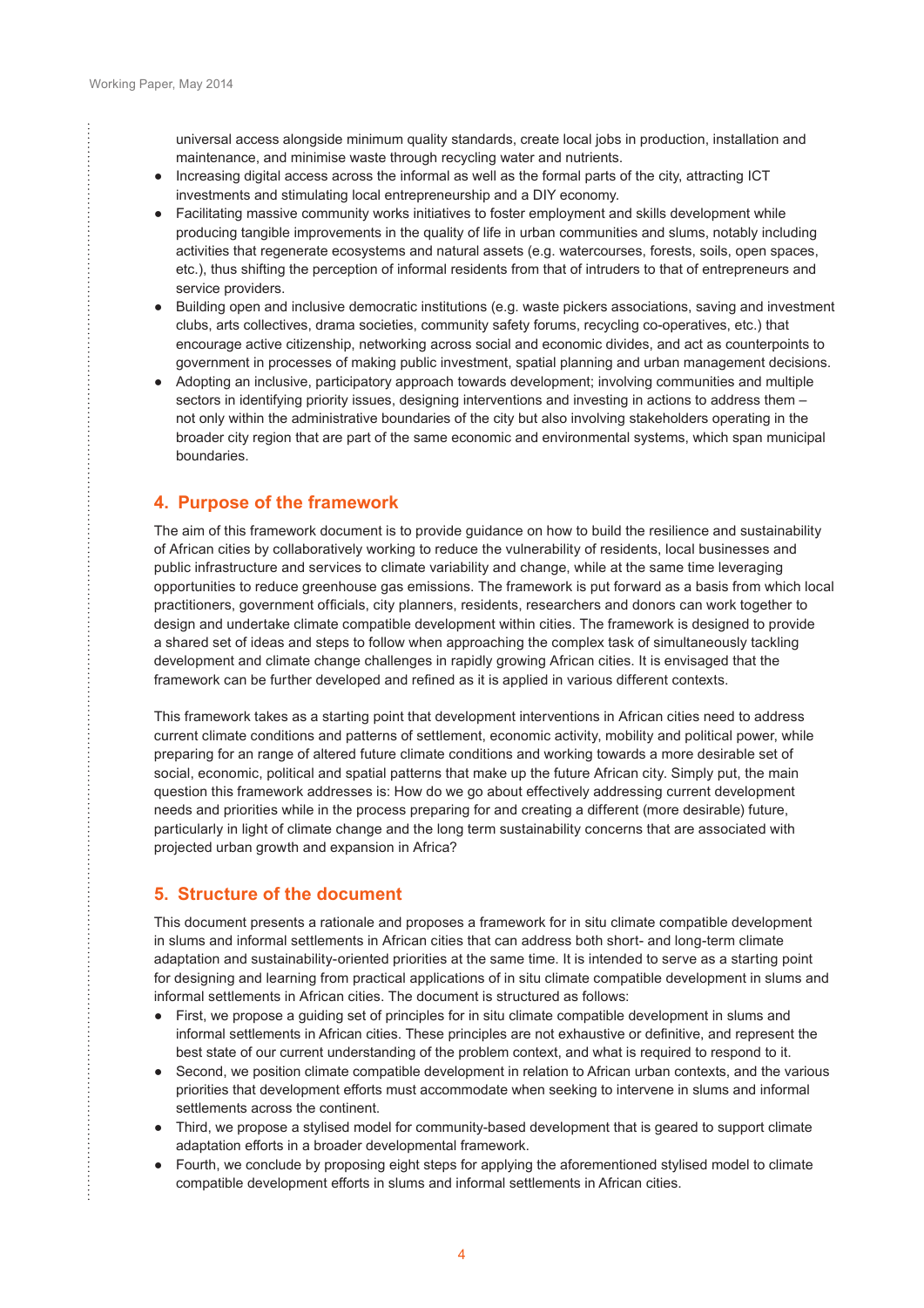universal access alongside minimum quality standards, create local jobs in production, installation and maintenance, and minimise waste through recycling water and nutrients.

- Increasing digital access across the informal as well as the formal parts of the city, attracting ICT investments and stimulating local entrepreneurship and a DIY economy.
- Facilitating massive community works initiatives to foster employment and skills development while producing tangible improvements in the quality of life in urban communities and slums, notably including activities that regenerate ecosystems and natural assets (e.g. watercourses, forests, soils, open spaces, etc.), thus shifting the perception of informal residents from that of intruders to that of entrepreneurs and service providers.
- Building open and inclusive democratic institutions (e.g. waste pickers associations, saving and investment clubs, arts collectives, drama societies, community safety forums, recycling co-operatives, etc.) that encourage active citizenship, networking across social and economic divides, and act as counterpoints to government in processes of making public investment, spatial planning and urban management decisions.
- Adopting an inclusive, participatory approach towards development; involving communities and multiple sectors in identifying priority issues, designing interventions and investing in actions to address them – not only within the administrative boundaries of the city but also involving stakeholders operating in the broader city region that are part of the same economic and environmental systems, which span municipal boundaries.

## 4. Purpose of the framework

The aim of this framework document is to provide guidance on how to build the resilience and sustainability of African cities by collaboratively working to reduce the vulnerability of residents, local businesses and public infrastructure and services to climate variability and change, while at the same time leveraging opportunities to reduce greenhouse gas emissions. The framework is put forward as a basis from which local practitioners, government officials, city planners, residents, researchers and donors can work together to design and undertake climate compatible development within cities. The framework is designed to provide a shared set of ideas and steps to follow when approaching the complex task of simultaneously tackling development and climate change challenges in rapidly growing African cities. It is envisaged that the framework can be further developed and refined as it is applied in various different contexts.

This framework takes as a starting point that development interventions in African cities need to address current climate conditions and patterns of settlement, economic activity, mobility and political power, while preparing for an range of altered future climate conditions and working towards a more desirable set of social, economic, political and spatial patterns that make up the future African city. Simply put, the main question this framework addresses is: How do we go about effectively addressing current development needs and priorities while in the process preparing for and creating a different (more desirable) future, particularly in light of climate change and the long term sustainability concerns that are associated with projected urban growth and expansion in Africa?

## 5. Structure of the document

This document presents a rationale and proposes a framework for in situ climate compatible development in slums and informal settlements in African cities that can address both short- and long-term climate adaptation and sustainability-oriented priorities at the same time. It is intended to serve as a starting point for designing and learning from practical applications of in situ climate compatible development in slums and informal settlements in African cities. The document is structured as follows:

- First, we propose a guiding set of principles for in situ climate compatible development in slums and informal settlements in African cities. These principles are not exhaustive or definitive, and represent the best state of our current understanding of the problem context, and what is required to respond to it.
- Second, we position climate compatible development in relation to African urban contexts, and the various priorities that development efforts must accommodate when seeking to intervene in slums and informal settlements across the continent.
- Third, we propose a stylised model for community-based development that is geared to support climate adaptation efforts in a broader developmental framework.
- Fourth, we conclude by proposing eight steps for applying the aforementioned stylised model to climate compatible development efforts in slums and informal settlements in African cities.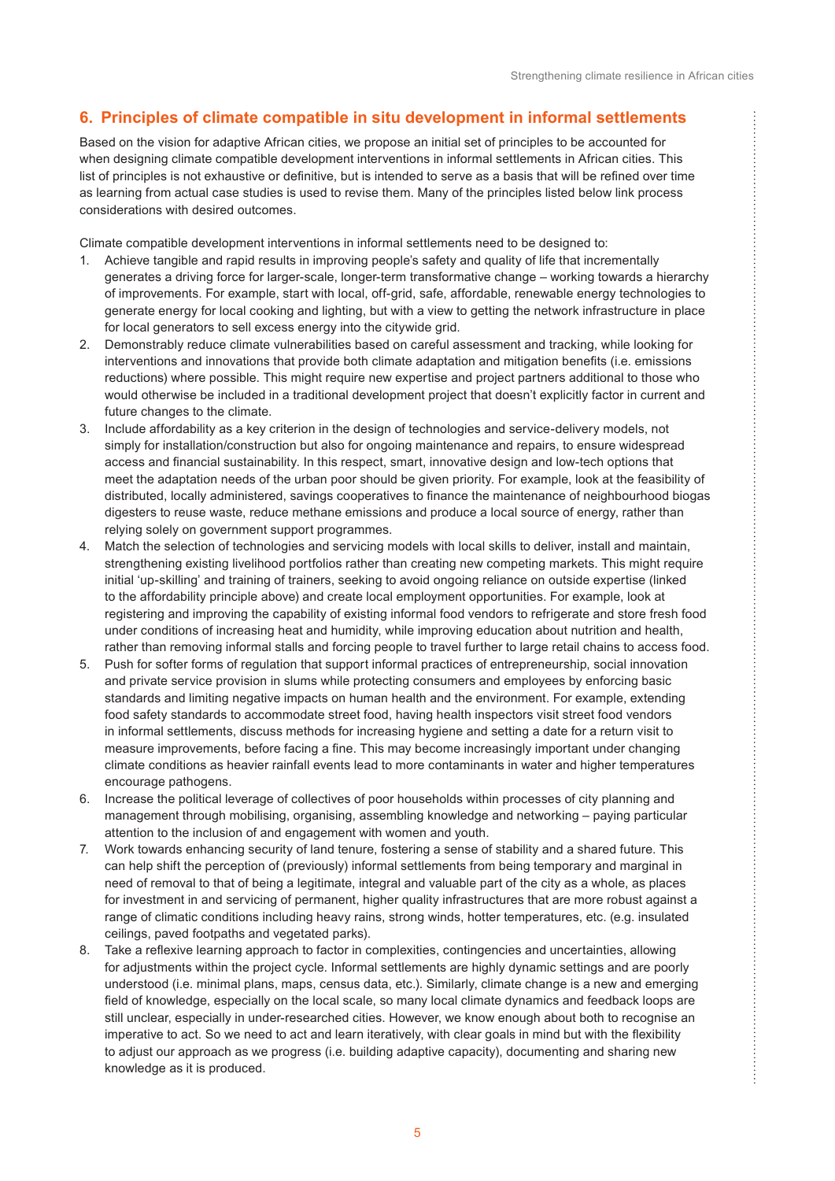## 6. Principles of climate compatible in situ development in informal settlements

Based on the vision for adaptive African cities, we propose an initial set of principles to be accounted for when designing climate compatible development interventions in informal settlements in African cities. This list of principles is not exhaustive or definitive, but is intended to serve as a basis that will be refined over time as learning from actual case studies is used to revise them. Many of the principles listed below link process considerations with desired outcomes.

Climate compatible development interventions in informal settlements need to be designed to:

1. Achieve tangible and rapid results in improving people's safety and quality of life that incrementally generates a driving force for larger-scale, longer-term transformative change – working towards a hierarchy of improvements. For example, start with local, off-grid, safe, affordable, renewable energy technologies to generate energy for local cooking and lighting, but with a view to getting the network infrastructure in place for local generators to sell excess energy into the citywide grid.
2. Demonstrably reduce climate vulnerabilities based on careful assessment and tracking, while looking for interventions and innovations that provide both climate adaptation and mitigation benefits (i.e. emissions reductions) where possible. This might require new expertise and project partners additional to those who would otherwise be included in a traditional development project that doesn't explicitly factor in current and future changes to the climate.
3. Include affordability as a key criterion in the design of technologies and service-delivery models, not simply for installation/construction but also for ongoing maintenance and repairs, to ensure widespread access and financial sustainability. In this respect, smart, innovative design and low-tech options that meet the adaptation needs of the urban poor should be given priority. For example, look at the feasibility of distributed, locally administered, savings cooperatives to finance the maintenance of neighbourhood biogas digesters to reuse waste, reduce methane emissions and produce a local source of energy, rather than relying solely on government support programmes.
4. Match the selection of technologies and servicing models with local skills to deliver, install and maintain, strengthening existing livelihood portfolios rather than creating new competing markets. This might require initial 'up-skilling' and training of trainers, seeking to avoid ongoing reliance on outside expertise (linked to the affordability principle above) and create local employment opportunities. For example, look at registering and improving the capability of existing informal food vendors to refrigerate and store fresh food under conditions of increasing heat and humidity, while improving education about nutrition and health, rather than removing informal stalls and forcing people to travel further to large retail chains to access food.
5. Push for softer forms of regulation that support informal practices of entrepreneurship, social innovation and private service provision in slums while protecting consumers and employees by enforcing basic standards and limiting negative impacts on human health and the environment. For example, extending food safety standards to accommodate street food, having health inspectors visit street food vendors in informal settlements, discuss methods for increasing hygiene and setting a date for a return visit to measure improvements, before facing a fine. This may become increasingly important under changing climate conditions as heavier rainfall events lead to more contaminants in water and higher temperatures encourage pathogens.
6. Increase the political leverage of collectives of poor households within processes of city planning and management through mobilising, organising, assembling knowledge and networking – paying particular attention to the inclusion of and engagement with women and youth.
7. Work towards enhancing security of land tenure, fostering a sense of stability and a shared future. This can help shift the perception of (previously) informal settlements from being temporary and marginal in need of removal to that of being a legitimate, integral and valuable part of the city as a whole, as places for investment in and servicing of permanent, higher quality infrastructures that are more robust against a range of climatic conditions including heavy rains, strong winds, hotter temperatures, etc. (e.g. insulated ceilings, paved footpaths and vegetated parks).
8. Take a reflexive learning approach to factor in complexities, contingencies and uncertainties, allowing for adjustments within the project cycle. Informal settlements are highly dynamic settings and are poorly understood (i.e. minimal plans, maps, census data, etc.). Similarly, climate change is a new and emerging field of knowledge, especially on the local scale, so many local climate dynamics and feedback loops are still unclear, especially in under-researched cities. However, we know enough about both to recognise an imperative to act. So we need to act and learn iteratively, with clear goals in mind but with the flexibility to adjust our approach as we progress (i.e. building adaptive capacity), documenting and sharing new knowledge as it is produced.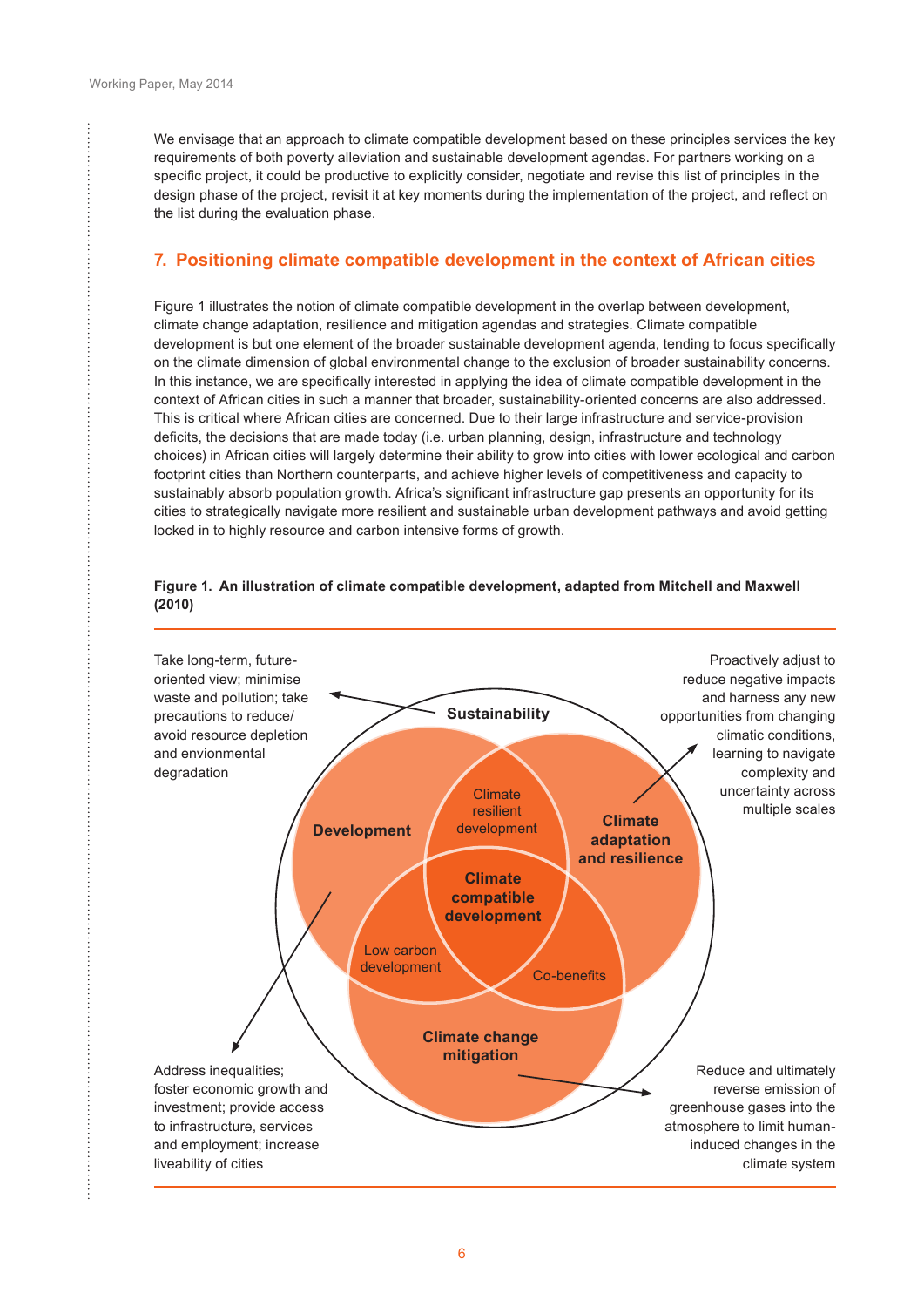We envisage that an approach to climate compatible development based on these principles services the key requirements of both poverty alleviation and sustainable development agendas. For partners working on a specific project, it could be productive to explicitly consider, negotiate and revise this list of principles in the design phase of the project, revisit it at key moments during the implementation of the project, and reflect on the list during the evaluation phase.

## 7. Positioning climate compatible development in the context of African cities

Figure 1 illustrates the notion of climate compatible development in the overlap between development, climate change adaptation, resilience and mitigation agendas and strategies. Climate compatible development is but one element of the broader sustainable development agenda, tending to focus specifically on the climate dimension of global environmental change to the exclusion of broader sustainability concerns. In this instance, we are specifically interested in applying the idea of climate compatible development in the context of African cities in such a manner that broader, sustainability-oriented concerns are also addressed. This is critical where African cities are concerned. Due to their large infrastructure and service-provision deficits, the decisions that are made today (i.e. urban planning, design, infrastructure and technology choices) in African cities will largely determine their ability to grow into cities with lower ecological and carbon footprint cities than Northern counterparts, and achieve higher levels of competitiveness and capacity to sustainably absorb population growth. Africa's significant infrastructure gap presents an opportunity for its cities to strategically navigate more resilient and sustainable urban development pathways and avoid getting locked in to highly resource and carbon intensive forms of growth.

**Figure 1. An illustration of climate compatible development, adapted from Mitchell and Maxwell (2010)**

Take long-term, future-oriented view; minimise waste and pollution; take precautions to reduce/avoid resource depletion and envionmental degradation

**Sustainability**

Proactively adjust to reduce negative impacts and harness any new opportunities from changing climatic conditions, learning to navigate complexity and uncertainty across multiple scales

**Development**

Climate resilient development

**Climate adaptation and resilience**

**Climate compatible development**

Low carbon development

Co-benefits

**Climate change mitigation**

Address inequalities; foster economic growth and investment; provide access to infrastructure, services and employment; increase liveability of cities

Reduce and ultimately reverse emission of greenhouse gases into the atmosphere to limit human-induced changes in the climate system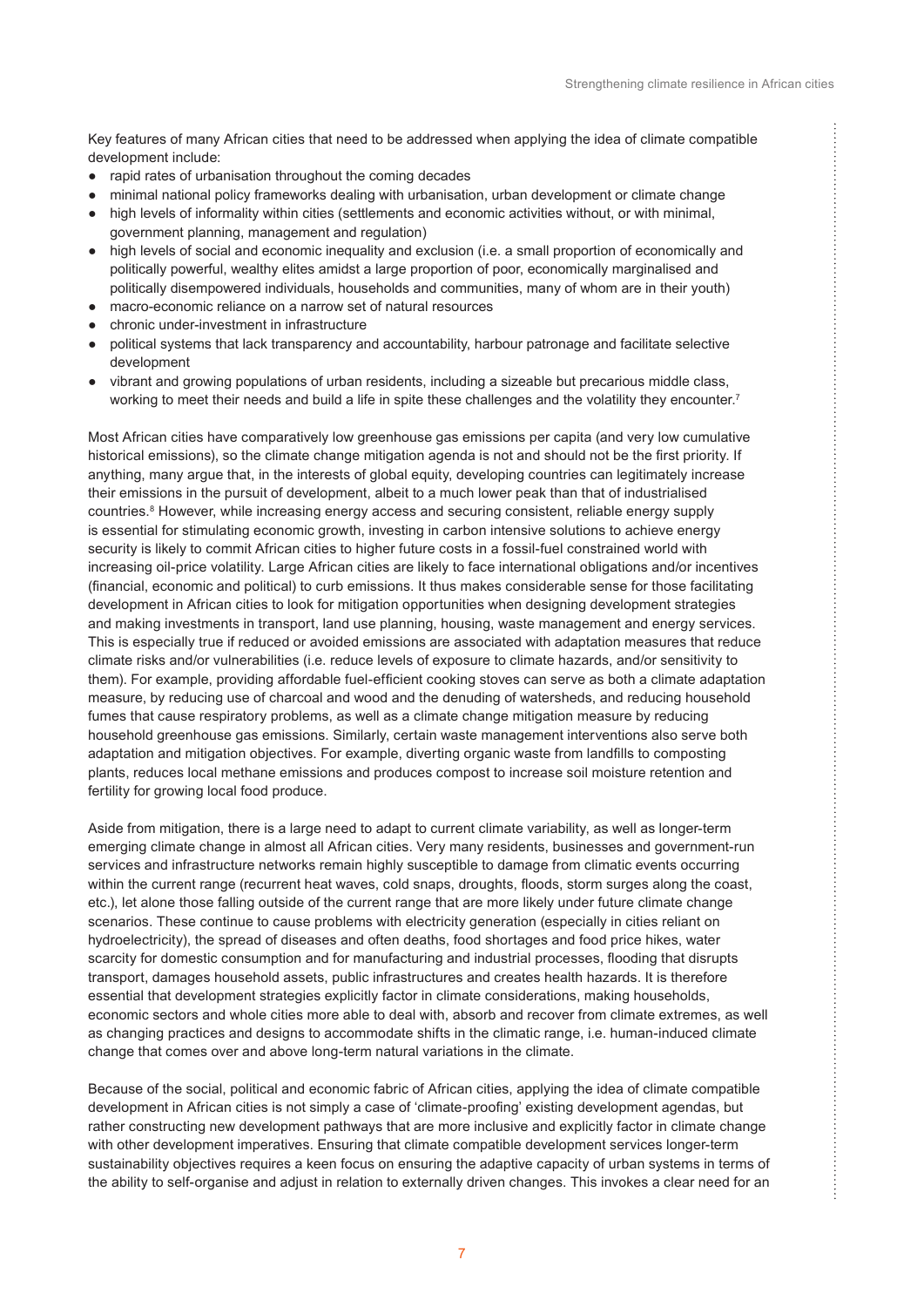Key features of many African cities that need to be addressed when applying the idea of climate compatible development include:

- rapid rates of urbanisation throughout the coming decades
- minimal national policy frameworks dealing with urbanisation, urban development or climate change
- high levels of informality within cities (settlements and economic activities without, or with minimal, government planning, management and regulation)
- high levels of social and economic inequality and exclusion (i.e. a small proportion of economically and politically powerful, wealthy elites amidst a large proportion of poor, economically marginalised and politically disempowered individuals, households and communities, many of whom are in their youth)
- macro-economic reliance on a narrow set of natural resources
- chronic under-investment in infrastructure
- political systems that lack transparency and accountability, harbour patronage and facilitate selective development
- vibrant and growing populations of urban residents, including a sizeable but precarious middle class, working to meet their needs and build a life in spite these challenges and the volatility they encounter.[7]

Most African cities have comparatively low greenhouse gas emissions per capita (and very low cumulative historical emissions), so the climate change mitigation agenda is not and should not be the first priority. If anything, many argue that, in the interests of global equity, developing countries can legitimately increase their emissions in the pursuit of development, albeit to a much lower peak than that of industrialised countries.[8] However, while increasing energy access and securing consistent, reliable energy supply is essential for stimulating economic growth, investing in carbon intensive solutions to achieve energy security is likely to commit African cities to higher future costs in a fossil-fuel constrained world with increasing oil-price volatility. Large African cities are likely to face international obligations and/or incentives (financial, economic and political) to curb emissions. It thus makes considerable sense for those facilitating development in African cities to look for mitigation opportunities when designing development strategies and making investments in transport, land use planning, housing, waste management and energy services. This is especially true if reduced or avoided emissions are associated with adaptation measures that reduce climate risks and/or vulnerabilities (i.e. reduce levels of exposure to climate hazards, and/or sensitivity to them). For example, providing affordable fuel-efficient cooking stoves can serve as both a climate adaptation measure, by reducing use of charcoal and wood and the denuding of watersheds, and reducing household fumes that cause respiratory problems, as well as a climate change mitigation measure by reducing household greenhouse gas emissions. Similarly, certain waste management interventions also serve both adaptation and mitigation objectives. For example, diverting organic waste from landfills to composting plants, reduces local methane emissions and produces compost to increase soil moisture retention and fertility for growing local food produce.

Aside from mitigation, there is a large need to adapt to current climate variability, as well as longer-term emerging climate change in almost all African cities. Very many residents, businesses and government-run services and infrastructure networks remain highly susceptible to damage from climatic events occurring within the current range (recurrent heat waves, cold snaps, droughts, floods, storm surges along the coast, etc.), let alone those falling outside of the current range that are more likely under future climate change scenarios. These continue to cause problems with electricity generation (especially in cities reliant on hydroelectricity), the spread of diseases and often deaths, food shortages and food price hikes, water scarcity for domestic consumption and for manufacturing and industrial processes, flooding that disrupts transport, damages household assets, public infrastructures and creates health hazards. It is therefore essential that development strategies explicitly factor in climate considerations, making households, economic sectors and whole cities more able to deal with, absorb and recover from climate extremes, as well as changing practices and designs to accommodate shifts in the climatic range, i.e. human-induced climate change that comes over and above long-term natural variations in the climate.

Because of the social, political and economic fabric of African cities, applying the idea of climate compatible development in African cities is not simply a case of 'climate-proofing' existing development agendas, but rather constructing new development pathways that are more inclusive and explicitly factor in climate change with other development imperatives. Ensuring that climate compatible development services longer-term sustainability objectives requires a keen focus on ensuring the adaptive capacity of urban systems in terms of the ability to self-organise and adjust in relation to externally driven changes. This invokes a clear need for an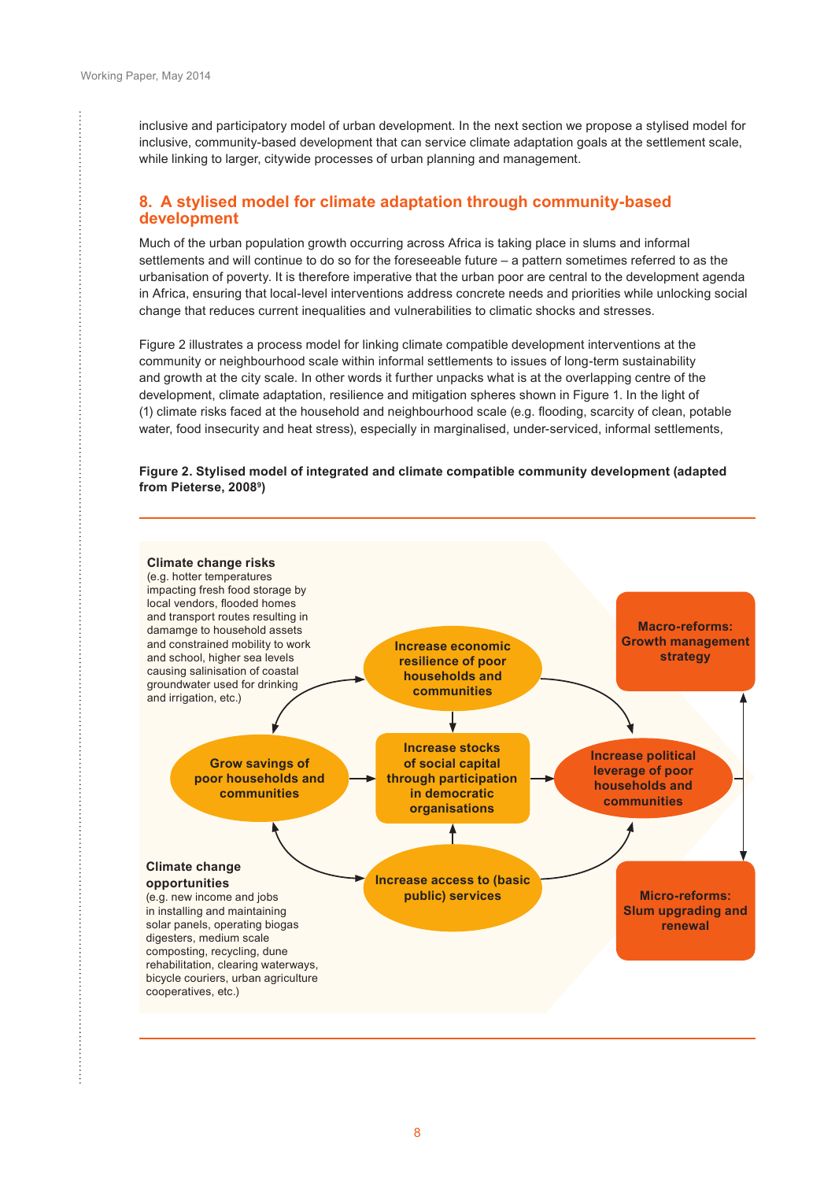inclusive and participatory model of urban development. In the next section we propose a stylised model for inclusive, community-based development that can service climate adaptation goals at the settlement scale, while linking to larger, citywide processes of urban planning and management.

## 8. A stylised model for climate adaptation through community-based development

Much of the urban population growth occurring across Africa is taking place in slums and informal settlements and will continue to do so for the foreseeable future – a pattern sometimes referred to as the urbanisation of poverty. It is therefore imperative that the urban poor are central to the development agenda in Africa, ensuring that local-level interventions address concrete needs and priorities while unlocking social change that reduces current inequalities and vulnerabilities to climatic shocks and stresses.

Figure 2 illustrates a process model for linking climate compatible development interventions at the community or neighbourhood scale within informal settlements to issues of long-term sustainability and growth at the city scale. In other words it further unpacks what is at the overlapping centre of the development, climate adaptation, resilience and mitigation spheres shown in Figure 1. In the light of (1) climate risks faced at the household and neighbourhood scale (e.g. flooding, scarcity of clean, potable water, food insecurity and heat stress), especially in marginalised, under-serviced, informal settlements,

**Figure 2. Stylised model of integrated and climate compatible community development (adapted from Pieterse, 2008[9])**

**Climate change risks**
(e.g. hotter temperatures impacting fresh food storage by local vendors, flooded homes and transport routes resulting in damamge to household assets and constrained mobility to work and school, higher sea levels causing salinisation of coastal groundwater used for drinking and irrigation, etc.)

**Increase economic resilience of poor households and communities**

**Macro-reforms: Growth management strategy**

**Grow savings of poor households and communities**

**Increase stocks of social capital through participation in democratic organisations**

**Increase political leverage of poor households and communities**

**Climate change opportunities**
(e.g. new income and jobs in installing and maintaining solar panels, operating biogas digesters, medium scale composting, recycling, dune rehabilitation, clearing waterways, bicycle couriers, urban agriculture cooperatives, etc.)

**Increase access to (basic public) services**

**Micro-reforms: Slum upgrading and renewal**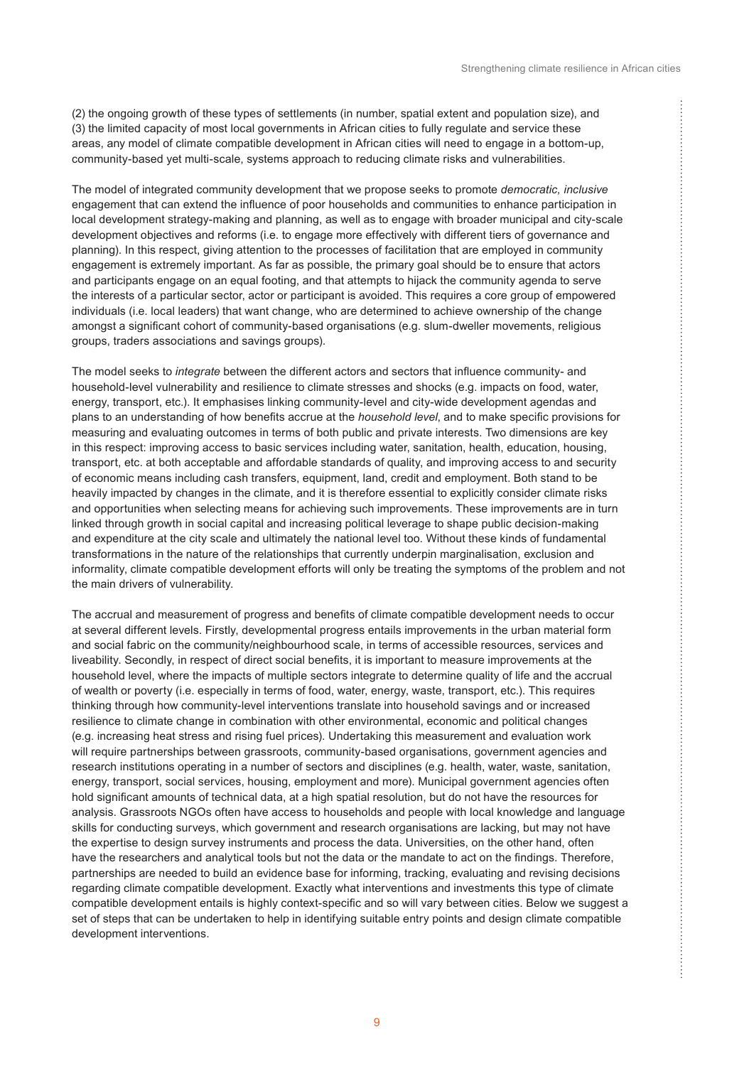(2) the ongoing growth of these types of settlements (in number, spatial extent and population size), and (3) the limited capacity of most local governments in African cities to fully regulate and service these areas, any model of climate compatible development in African cities will need to engage in a bottom-up, community-based yet multi-scale, systems approach to reducing climate risks and vulnerabilities.

The model of integrated community development that we propose seeks to promote *democratic, inclusive* engagement that can extend the influence of poor households and communities to enhance participation in local development strategy-making and planning, as well as to engage with broader municipal and city-scale development objectives and reforms (i.e. to engage more effectively with different tiers of governance and planning). In this respect, giving attention to the processes of facilitation that are employed in community engagement is extremely important. As far as possible, the primary goal should be to ensure that actors and participants engage on an equal footing, and that attempts to hijack the community agenda to serve the interests of a particular sector, actor or participant is avoided. This requires a core group of empowered individuals (i.e. local leaders) that want change, who are determined to achieve ownership of the change amongst a significant cohort of community-based organisations (e.g. slum-dweller movements, religious groups, traders associations and savings groups).

The model seeks to *integrate* between the different actors and sectors that influence community- and household-level vulnerability and resilience to climate stresses and shocks (e.g. impacts on food, water, energy, transport, etc.). It emphasises linking community-level and city-wide development agendas and plans to an understanding of how benefits accrue at the *household level*, and to make specific provisions for measuring and evaluating outcomes in terms of both public and private interests. Two dimensions are key in this respect: improving access to basic services including water, sanitation, health, education, housing, transport, etc. at both acceptable and affordable standards of quality, and improving access to and security of economic means including cash transfers, equipment, land, credit and employment. Both stand to be heavily impacted by changes in the climate, and it is therefore essential to explicitly consider climate risks and opportunities when selecting means for achieving such improvements. These improvements are in turn linked through growth in social capital and increasing political leverage to shape public decision-making and expenditure at the city scale and ultimately the national level too. Without these kinds of fundamental transformations in the nature of the relationships that currently underpin marginalisation, exclusion and informality, climate compatible development efforts will only be treating the symptoms of the problem and not the main drivers of vulnerability.

The accrual and measurement of progress and benefits of climate compatible development needs to occur at several different levels. Firstly, developmental progress entails improvements in the urban material form and social fabric on the community/neighbourhood scale, in terms of accessible resources, services and liveability. Secondly, in respect of direct social benefits, it is important to measure improvements at the household level, where the impacts of multiple sectors integrate to determine quality of life and the accrual of wealth or poverty (i.e. especially in terms of food, water, energy, waste, transport, etc.). This requires thinking through how community-level interventions translate into household savings and or increased resilience to climate change in combination with other environmental, economic and political changes (e.g. increasing heat stress and rising fuel prices). Undertaking this measurement and evaluation work will require partnerships between grassroots, community-based organisations, government agencies and research institutions operating in a number of sectors and disciplines (e.g. health, water, waste, sanitation, energy, transport, social services, housing, employment and more). Municipal government agencies often hold significant amounts of technical data, at a high spatial resolution, but do not have the resources for analysis. Grassroots NGOs often have access to households and people with local knowledge and language skills for conducting surveys, which government and research organisations are lacking, but may not have the expertise to design survey instruments and process the data. Universities, on the other hand, often have the researchers and analytical tools but not the data or the mandate to act on the findings. Therefore, partnerships are needed to build an evidence base for informing, tracking, evaluating and revising decisions regarding climate compatible development. Exactly what interventions and investments this type of climate compatible development entails is highly context-specific and so will vary between cities. Below we suggest a set of steps that can be undertaken to help in identifying suitable entry points and design climate compatible development interventions.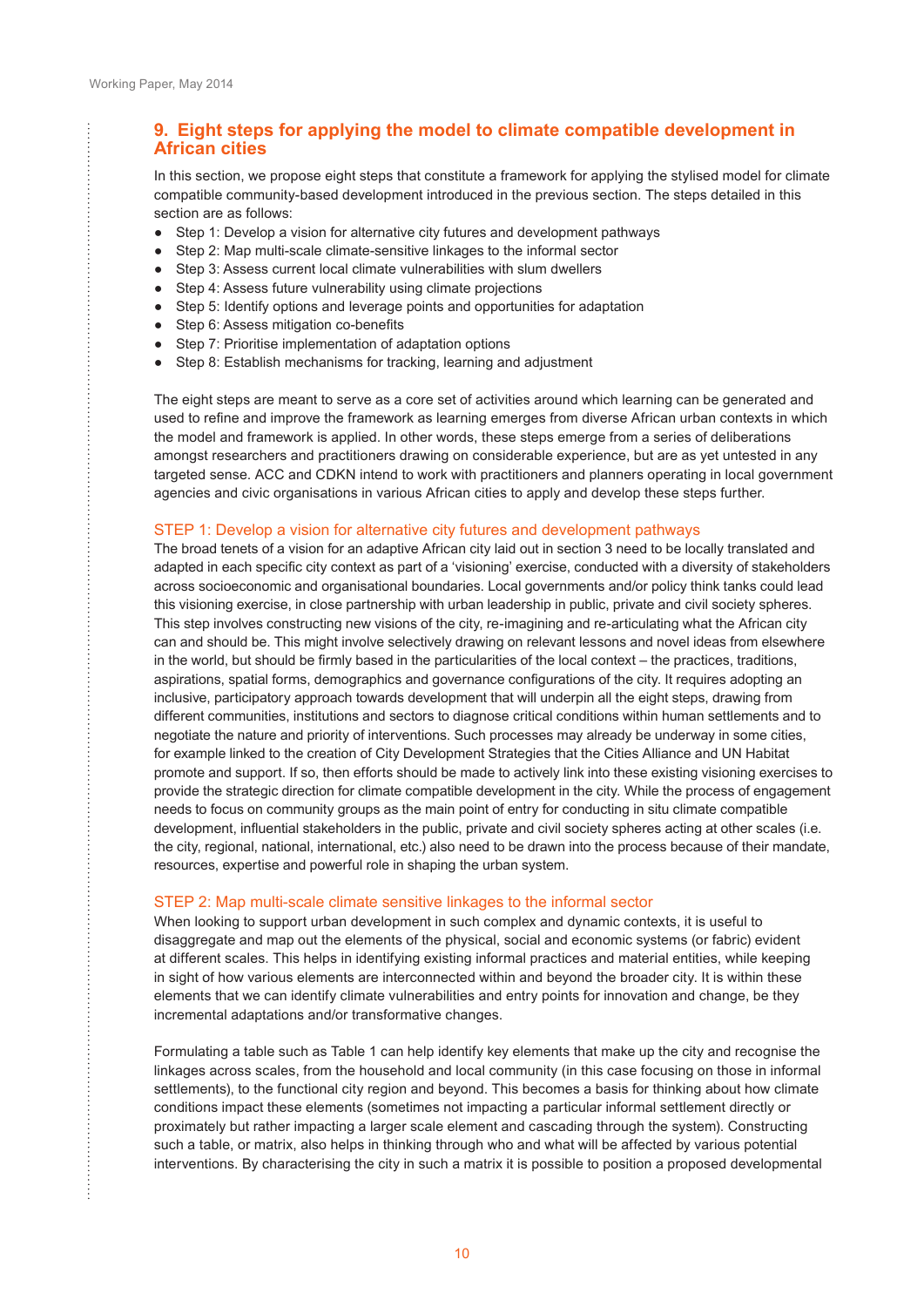## 9. Eight steps for applying the model to climate compatible development in African cities

In this section, we propose eight steps that constitute a framework for applying the stylised model for climate compatible community-based development introduced in the previous section. The steps detailed in this section are as follows:

- Step 1: Develop a vision for alternative city futures and development pathways
- Step 2: Map multi-scale climate-sensitive linkages to the informal sector
- Step 3: Assess current local climate vulnerabilities with slum dwellers
- Step 4: Assess future vulnerability using climate projections
- Step 5: Identify options and leverage points and opportunities for adaptation
- Step 6: Assess mitigation co-benefits
- Step 7: Prioritise implementation of adaptation options
- Step 8: Establish mechanisms for tracking, learning and adjustment

The eight steps are meant to serve as a core set of activities around which learning can be generated and used to refine and improve the framework as learning emerges from diverse African urban contexts in which the model and framework is applied. In other words, these steps emerge from a series of deliberations amongst researchers and practitioners drawing on considerable experience, but are as yet untested in any targeted sense. ACC and CDKN intend to work with practitioners and planners operating in local government agencies and civic organisations in various African cities to apply and develop these steps further.

### STEP 1: Develop a vision for alternative city futures and development pathways

The broad tenets of a vision for an adaptive African city laid out in section 3 need to be locally translated and adapted in each specific city context as part of a 'visioning' exercise, conducted with a diversity of stakeholders across socioeconomic and organisational boundaries. Local governments and/or policy think tanks could lead this visioning exercise, in close partnership with urban leadership in public, private and civil society spheres. This step involves constructing new visions of the city, re-imagining and re-articulating what the African city can and should be. This might involve selectively drawing on relevant lessons and novel ideas from elsewhere in the world, but should be firmly based in the particularities of the local context – the practices, traditions, aspirations, spatial forms, demographics and governance configurations of the city. It requires adopting an inclusive, participatory approach towards development that will underpin all the eight steps, drawing from different communities, institutions and sectors to diagnose critical conditions within human settlements and to negotiate the nature and priority of interventions. Such processes may already be underway in some cities, for example linked to the creation of City Development Strategies that the Cities Alliance and UN Habitat promote and support. If so, then efforts should be made to actively link into these existing visioning exercises to provide the strategic direction for climate compatible development in the city. While the process of engagement needs to focus on community groups as the main point of entry for conducting in situ climate compatible development, influential stakeholders in the public, private and civil society spheres acting at other scales (i.e. the city, regional, national, international, etc.) also need to be drawn into the process because of their mandate, resources, expertise and powerful role in shaping the urban system.

### STEP 2: Map multi-scale climate sensitive linkages to the informal sector

When looking to support urban development in such complex and dynamic contexts, it is useful to disaggregate and map out the elements of the physical, social and economic systems (or fabric) evident at different scales. This helps in identifying existing informal practices and material entities, while keeping in sight of how various elements are interconnected within and beyond the broader city. It is within these elements that we can identify climate vulnerabilities and entry points for innovation and change, be they incremental adaptations and/or transformative changes.

Formulating a table such as Table 1 can help identify key elements that make up the city and recognise the linkages across scales, from the household and local community (in this case focusing on those in informal settlements), to the functional city region and beyond. This becomes a basis for thinking about how climate conditions impact these elements (sometimes not impacting a particular informal settlement directly or proximately but rather impacting a larger scale element and cascading through the system). Constructing such a table, or matrix, also helps in thinking through who and what will be affected by various potential interventions. By characterising the city in such a matrix it is possible to position a proposed developmental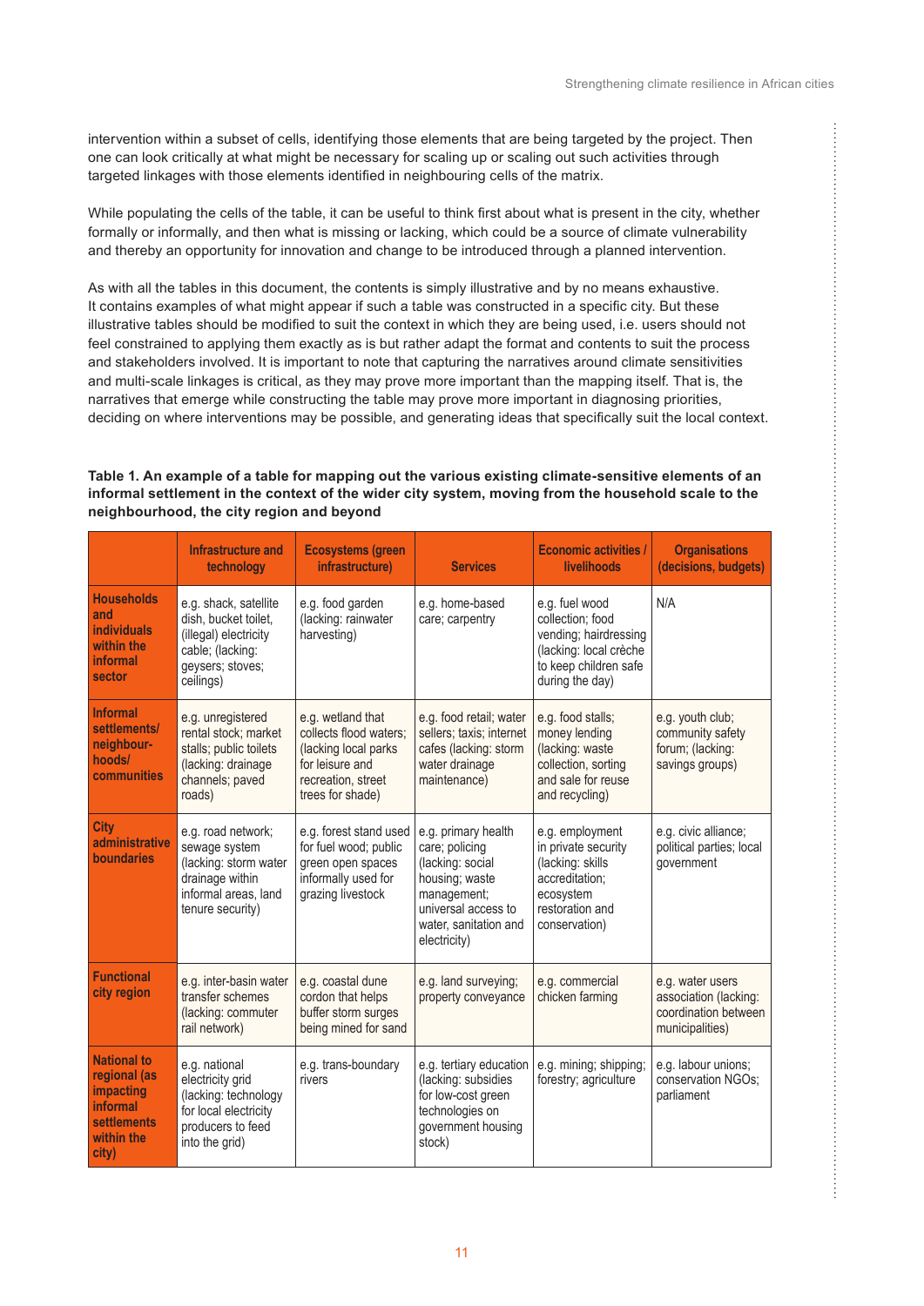intervention within a subset of cells, identifying those elements that are being targeted by the project. Then one can look critically at what might be necessary for scaling up or scaling out such activities through targeted linkages with those elements identified in neighbouring cells of the matrix.

While populating the cells of the table, it can be useful to think first about what is present in the city, whether formally or informally, and then what is missing or lacking, which could be a source of climate vulnerability and thereby an opportunity for innovation and change to be introduced through a planned intervention.

As with all the tables in this document, the contents is simply illustrative and by no means exhaustive. It contains examples of what might appear if such a table was constructed in a specific city. But these illustrative tables should be modified to suit the context in which they are being used, i.e. users should not feel constrained to applying them exactly as is but rather adapt the format and contents to suit the process and stakeholders involved. It is important to note that capturing the narratives around climate sensitivities and multi-scale linkages is critical, as they may prove more important than the mapping itself. That is, the narratives that emerge while constructing the table may prove more important in diagnosing priorities, deciding on where interventions may be possible, and generating ideas that specifically suit the local context.

**Table 1. An example of a table for mapping out the various existing climate-sensitive elements of an informal settlement in the context of the wider city system, moving from the household scale to the neighbourhood, the city region and beyond**

| | Infrastructure and technology | Ecosystems (green infrastructure) | Services | Economic activities / livelihoods | Organisations (decisions, budgets) |
|---|---|---|---|---|---|
| **Households and individuals within the informal sector** | e.g. shack, satellite dish, bucket toilet, (illegal) electricity cable; (lacking: geysers; stoves; ceilings) | e.g. food garden (lacking: rainwater harvesting) | e.g. home-based care; carpentry | e.g. fuel wood collection; food vending; hairdressing (lacking: local crèche to keep children safe during the day) | N/A |
| **Informal settlements/ neighbour-hoods/ communities** | e.g. unregistered rental stock; market stalls; public toilets (lacking: drainage channels; paved roads) | e.g. wetland that collects flood waters; (lacking local parks for leisure and recreation, street trees for shade) | e.g. food retail; water sellers; taxis; internet cafes (lacking: storm water drainage maintenance) | e.g. food stalls; money lending (lacking: waste collection, sorting and sale for reuse and recycling) | e.g. youth club; community safety forum; (lacking: savings groups) |
| **City administrative boundaries** | e.g. road network; sewage system (lacking: storm water drainage within informal areas, land tenure security) | e.g. forest stand used for fuel wood; public green open spaces informally used for grazing livestock | e.g. primary health care; policing (lacking: social housing; waste management; universal access to water, sanitation and electricity) | e.g. employment in private security (lacking: skills accreditation; ecosystem restoration and conservation) | e.g. civic alliance; political parties; local government |
| **Functional city region** | e.g. inter-basin water transfer schemes (lacking: commuter rail network) | e.g. coastal dune cordon that helps buffer storm surges being mined for sand | e.g. land surveying; property conveyance | e.g. commercial chicken farming | e.g. water users association (lacking: coordination between municipalities) |
| **National to regional (as impacting informal settlements within the city)** | e.g. national electricity grid (lacking: technology for local electricity producers to feed into the grid) | e.g. trans-boundary rivers | e.g. tertiary education (lacking: subsidies for low-cost green technologies on government housing stock) | e.g. mining; shipping; forestry; agriculture | e.g. labour unions; conservation NGOs; parliament |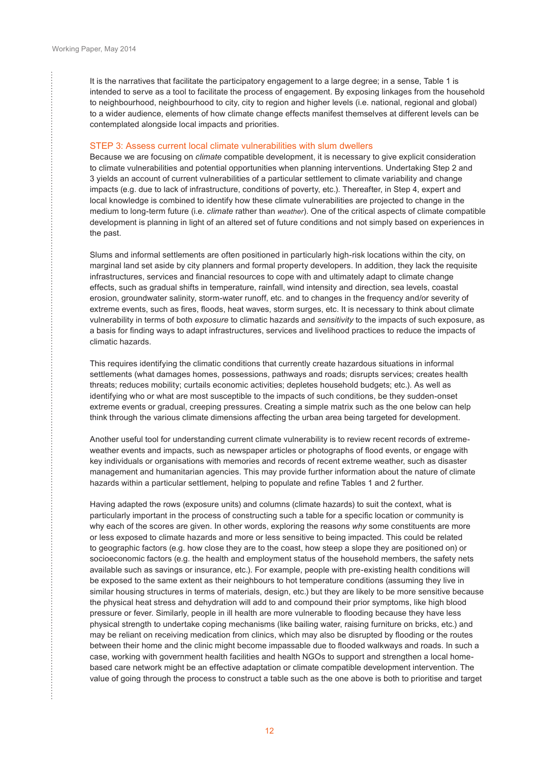It is the narratives that facilitate the participatory engagement to a large degree; in a sense, Table 1 is intended to serve as a tool to facilitate the process of engagement. By exposing linkages from the household to neighbourhood, neighbourhood to city, city to region and higher levels (i.e. national, regional and global) to a wider audience, elements of how climate change effects manifest themselves at different levels can be contemplated alongside local impacts and priorities.

### STEP 3: Assess current local climate vulnerabilities with slum dwellers

Because we are focusing on *climate* compatible development, it is necessary to give explicit consideration to climate vulnerabilities and potential opportunities when planning interventions. Undertaking Step 2 and 3 yields an account of current vulnerabilities of a particular settlement to climate variability and change impacts (e.g. due to lack of infrastructure, conditions of poverty, etc.). Thereafter, in Step 4, expert and local knowledge is combined to identify how these climate vulnerabilities are projected to change in the medium to long-term future (i.e. *climate* rather than *weather*). One of the critical aspects of climate compatible development is planning in light of an altered set of future conditions and not simply based on experiences in the past.

Slums and informal settlements are often positioned in particularly high-risk locations within the city, on marginal land set aside by city planners and formal property developers. In addition, they lack the requisite infrastructures, services and financial resources to cope with and ultimately adapt to climate change effects, such as gradual shifts in temperature, rainfall, wind intensity and direction, sea levels, coastal erosion, groundwater salinity, storm-water runoff, etc. and to changes in the frequency and/or severity of extreme events, such as fires, floods, heat waves, storm surges, etc. It is necessary to think about climate vulnerability in terms of both *exposure* to climatic hazards and *sensitivity* to the impacts of such exposure, as a basis for finding ways to adapt infrastructures, services and livelihood practices to reduce the impacts of climatic hazards.

This requires identifying the climatic conditions that currently create hazardous situations in informal settlements (what damages homes, possessions, pathways and roads; disrupts services; creates health threats; reduces mobility; curtails economic activities; depletes household budgets; etc.). As well as identifying who or what are most susceptible to the impacts of such conditions, be they sudden-onset extreme events or gradual, creeping pressures. Creating a simple matrix such as the one below can help think through the various climate dimensions affecting the urban area being targeted for development.

Another useful tool for understanding current climate vulnerability is to review recent records of extreme-weather events and impacts, such as newspaper articles or photographs of flood events, or engage with key individuals or organisations with memories and records of recent extreme weather, such as disaster management and humanitarian agencies. This may provide further information about the nature of climate hazards within a particular settlement, helping to populate and refine Tables 1 and 2 further.

Having adapted the rows (exposure units) and columns (climate hazards) to suit the context, what is particularly important in the process of constructing such a table for a specific location or community is why each of the scores are given. In other words, exploring the reasons *why* some constituents are more or less exposed to climate hazards and more or less sensitive to being impacted. This could be related to geographic factors (e.g. how close they are to the coast, how steep a slope they are positioned on) or socioeconomic factors (e.g. the health and employment status of the household members, the safety nets available such as savings or insurance, etc.). For example, people with pre-existing health conditions will be exposed to the same extent as their neighbours to hot temperature conditions (assuming they live in similar housing structures in terms of materials, design, etc.) but they are likely to be more sensitive because the physical heat stress and dehydration will add to and compound their prior symptoms, like high blood pressure or fever. Similarly, people in ill health are more vulnerable to flooding because they have less physical strength to undertake coping mechanisms (like bailing water, raising furniture on bricks, etc.) and may be reliant on receiving medication from clinics, which may also be disrupted by flooding or the routes between their home and the clinic might become impassable due to flooded walkways and roads. In such a case, working with government health facilities and health NGOs to support and strengthen a local home-based care network might be an effective adaptation or climate compatible development intervention. The value of going through the process to construct a table such as the one above is both to prioritise and target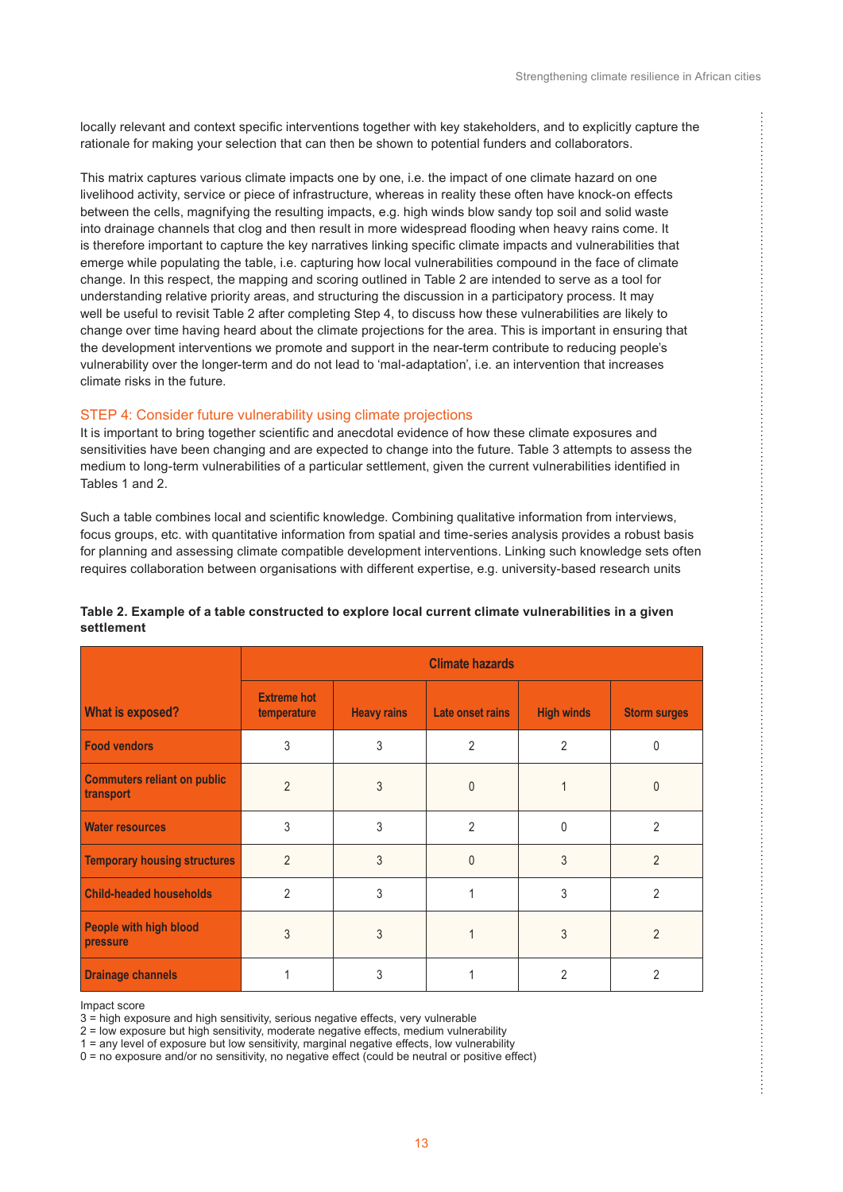locally relevant and context specific interventions together with key stakeholders, and to explicitly capture the rationale for making your selection that can then be shown to potential funders and collaborators.

This matrix captures various climate impacts one by one, i.e. the impact of one climate hazard on one livelihood activity, service or piece of infrastructure, whereas in reality these often have knock-on effects between the cells, magnifying the resulting impacts, e.g. high winds blow sandy top soil and solid waste into drainage channels that clog and then result in more widespread flooding when heavy rains come. It is therefore important to capture the key narratives linking specific climate impacts and vulnerabilities that emerge while populating the table, i.e. capturing how local vulnerabilities compound in the face of climate change. In this respect, the mapping and scoring outlined in Table 2 are intended to serve as a tool for understanding relative priority areas, and structuring the discussion in a participatory process. It may well be useful to revisit Table 2 after completing Step 4, to discuss how these vulnerabilities are likely to change over time having heard about the climate projections for the area. This is important in ensuring that the development interventions we promote and support in the near-term contribute to reducing people's vulnerability over the longer-term and do not lead to 'mal-adaptation', i.e. an intervention that increases climate risks in the future.

### STEP 4: Consider future vulnerability using climate projections

It is important to bring together scientific and anecdotal evidence of how these climate exposures and sensitivities have been changing and are expected to change into the future. Table 3 attempts to assess the medium to long-term vulnerabilities of a particular settlement, given the current vulnerabilities identified in Tables 1 and 2.

Such a table combines local and scientific knowledge. Combining qualitative information from interviews, focus groups, etc. with quantitative information from spatial and time-series analysis provides a robust basis for planning and assessing climate compatible development interventions. Linking such knowledge sets often requires collaboration between organisations with different expertise, e.g. university-based research units

**Table 2. Example of a table constructed to explore local current climate vulnerabilities in a given settlement**

| What is exposed? | Climate hazards | | | | |
|---|---|---|---|---|---|
| | Extreme hot temperature | Heavy rains | Late onset rains | High winds | Storm surges |
| Food vendors | 3 | 3 | 2 | 2 | 0 |
| Commuters reliant on public transport | 2 | 3 | 0 | 1 | 0 |
| Water resources | 3 | 3 | 2 | 0 | 2 |
| Temporary housing structures | 2 | 3 | 0 | 3 | 2 |
| Child-headed households | 2 | 3 | 1 | 3 | 2 |
| People with high blood pressure | 3 | 3 | 1 | 3 | 2 |
| Drainage channels | 1 | 3 | 1 | 2 | 2 |

Impact score
3 = high exposure and high sensitivity, serious negative effects, very vulnerable
2 = low exposure but high sensitivity, moderate negative effects, medium vulnerability
1 = any level of exposure but low sensitivity, marginal negative effects, low vulnerability
0 = no exposure and/or no sensitivity, no negative effect (could be neutral or positive effect)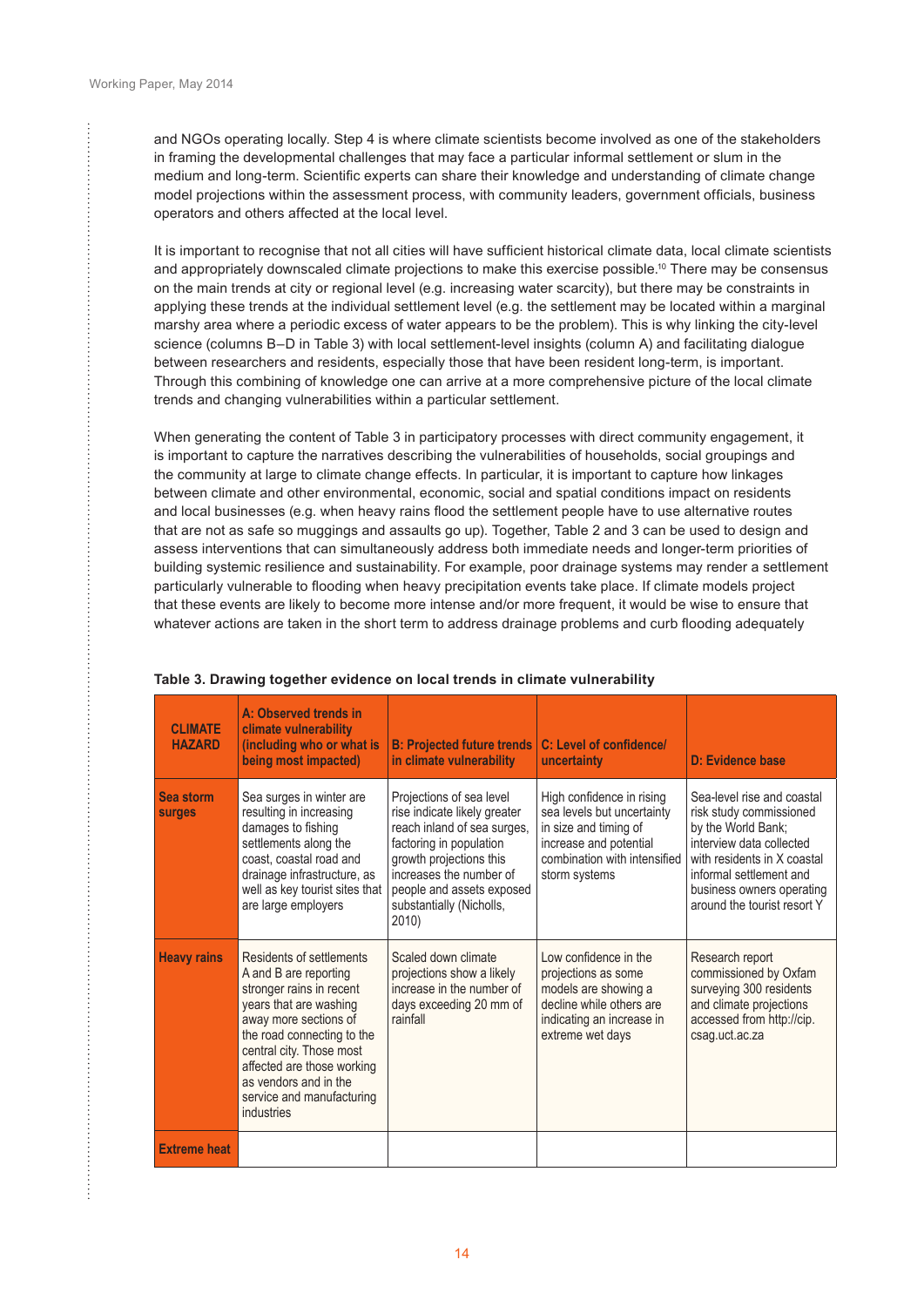and NGOs operating locally. Step 4 is where climate scientists become involved as one of the stakeholders in framing the developmental challenges that may face a particular informal settlement or slum in the medium and long-term. Scientific experts can share their knowledge and understanding of climate change model projections within the assessment process, with community leaders, government officials, business operators and others affected at the local level.

It is important to recognise that not all cities will have sufficient historical climate data, local climate scientists and appropriately downscaled climate projections to make this exercise possible.[10] There may be consensus on the main trends at city or regional level (e.g. increasing water scarcity), but there may be constraints in applying these trends at the individual settlement level (e.g. the settlement may be located within a marginal marshy area where a periodic excess of water appears to be the problem). This is why linking the city-level science (columns B–D in Table 3) with local settlement-level insights (column A) and facilitating dialogue between researchers and residents, especially those that have been resident long-term, is important. Through this combining of knowledge one can arrive at a more comprehensive picture of the local climate trends and changing vulnerabilities within a particular settlement.

When generating the content of Table 3 in participatory processes with direct community engagement, it is important to capture the narratives describing the vulnerabilities of households, social groupings and the community at large to climate change effects. In particular, it is important to capture how linkages between climate and other environmental, economic, social and spatial conditions impact on residents and local businesses (e.g. when heavy rains flood the settlement people have to use alternative routes that are not as safe so muggings and assaults go up). Together, Table 2 and 3 can be used to design and assess interventions that can simultaneously address both immediate needs and longer-term priorities of building systemic resilience and sustainability. For example, poor drainage systems may render a settlement particularly vulnerable to flooding when heavy precipitation events take place. If climate models project that these events are likely to become more intense and/or more frequent, it would be wise to ensure that whatever actions are taken in the short term to address drainage problems and curb flooding adequately

**Table 3. Drawing together evidence on local trends in climate vulnerability**

| CLIMATE HAZARD | A: Observed trends in climate vulnerability (including who or what is being most impacted) | B: Projected future trends in climate vulnerability | C: Level of confidence/ uncertainty | D: Evidence base |
|---|---|---|---|---|
| **Sea storm surges** | Sea surges in winter are resulting in increasing damages to fishing settlements along the coast, coastal road and drainage infrastructure, as well as key tourist sites that are large employers | Projections of sea level rise indicate likely greater reach inland of sea surges, factoring in population growth projections this increases the number of people and assets exposed substantially (Nicholls, 2010) | High confidence in rising sea levels but uncertainty in size and timing of increase and potential combination with intensified storm systems | Sea-level rise and coastal risk study commissioned by the World Bank; interview data collected with residents in X coastal informal settlement and business owners operating around the tourist resort Y |
| **Heavy rains** | Residents of settlements A and B are reporting stronger rains in recent years that are washing away more sections of the road connecting to the central city. Those most affected are those working as vendors and in the service and manufacturing industries | Scaled down climate projections show a likely increase in the number of days exceeding 20 mm of rainfall | Low confidence in the projections as some models are showing a decline while others are indicating an increase in extreme wet days | Research report commissioned by Oxfam surveying 300 residents and climate projections accessed from http://cip.csag.uct.ac.za |
| **Extreme heat** | | | | |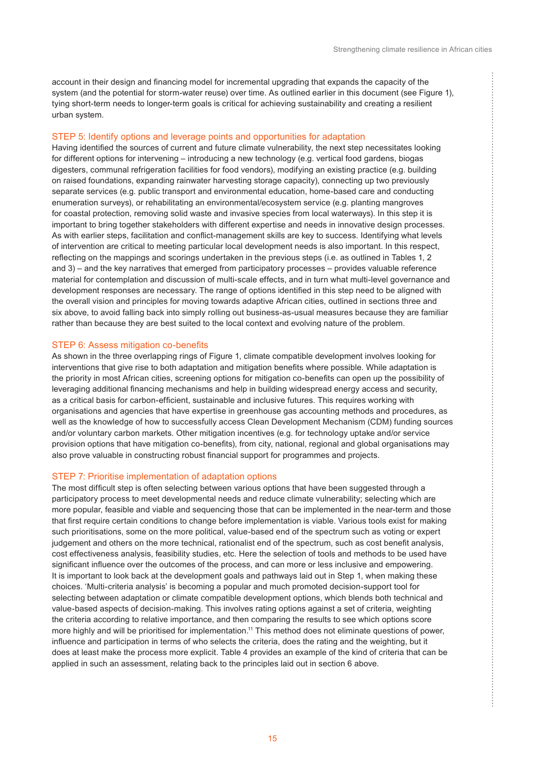account in their design and financing model for incremental upgrading that expands the capacity of the system (and the potential for storm-water reuse) over time. As outlined earlier in this document (see Figure 1), tying short-term needs to longer-term goals is critical for achieving sustainability and creating a resilient urban system.

### STEP 5: Identify options and leverage points and opportunities for adaptation

Having identified the sources of current and future climate vulnerability, the next step necessitates looking for different options for intervening – introducing a new technology (e.g. vertical food gardens, biogas digesters, communal refrigeration facilities for food vendors), modifying an existing practice (e.g. building on raised foundations, expanding rainwater harvesting storage capacity), connecting up two previously separate services (e.g. public transport and environmental education, home-based care and conducting enumeration surveys), or rehabilitating an environmental/ecosystem service (e.g. planting mangroves for coastal protection, removing solid waste and invasive species from local waterways). In this step it is important to bring together stakeholders with different expertise and needs in innovative design processes. As with earlier steps, facilitation and conflict-management skills are key to success. Identifying what levels of intervention are critical to meeting particular local development needs is also important. In this respect, reflecting on the mappings and scorings undertaken in the previous steps (i.e. as outlined in Tables 1, 2 and 3) – and the key narratives that emerged from participatory processes – provides valuable reference material for contemplation and discussion of multi-scale effects, and in turn what multi-level governance and development responses are necessary. The range of options identified in this step need to be aligned with the overall vision and principles for moving towards adaptive African cities, outlined in sections three and six above, to avoid falling back into simply rolling out business-as-usual measures because they are familiar rather than because they are best suited to the local context and evolving nature of the problem.

### STEP 6: Assess mitigation co-benefits

As shown in the three overlapping rings of Figure 1, climate compatible development involves looking for interventions that give rise to both adaptation and mitigation benefits where possible. While adaptation is the priority in most African cities, screening options for mitigation co-benefits can open up the possibility of leveraging additional financing mechanisms and help in building widespread energy access and security, as a critical basis for carbon-efficient, sustainable and inclusive futures. This requires working with organisations and agencies that have expertise in greenhouse gas accounting methods and procedures, as well as the knowledge of how to successfully access Clean Development Mechanism (CDM) funding sources and/or voluntary carbon markets. Other mitigation incentives (e.g. for technology uptake and/or service provision options that have mitigation co-benefits), from city, national, regional and global organisations may also prove valuable in constructing robust financial support for programmes and projects.

### STEP 7: Prioritise implementation of adaptation options

The most difficult step is often selecting between various options that have been suggested through a participatory process to meet developmental needs and reduce climate vulnerability; selecting which are more popular, feasible and viable and sequencing those that can be implemented in the near-term and those that first require certain conditions to change before implementation is viable. Various tools exist for making such prioritisations, some on the more political, value-based end of the spectrum such as voting or expert judgement and others on the more technical, rationalist end of the spectrum, such as cost benefit analysis, cost effectiveness analysis, feasibility studies, etc. Here the selection of tools and methods to be used have significant influence over the outcomes of the process, and can more or less inclusive and empowering. It is important to look back at the development goals and pathways laid out in Step 1, when making these choices. 'Multi-criteria analysis' is becoming a popular and much promoted decision-support tool for selecting between adaptation or climate compatible development options, which blends both technical and value-based aspects of decision-making. This involves rating options against a set of criteria, weighting the criteria according to relative importance, and then comparing the results to see which options score more highly and will be prioritised for implementation.[11] This method does not eliminate questions of power, influence and participation in terms of who selects the criteria, does the rating and the weighting, but it does at least make the process more explicit. Table 4 provides an example of the kind of criteria that can be applied in such an assessment, relating back to the principles laid out in section 6 above.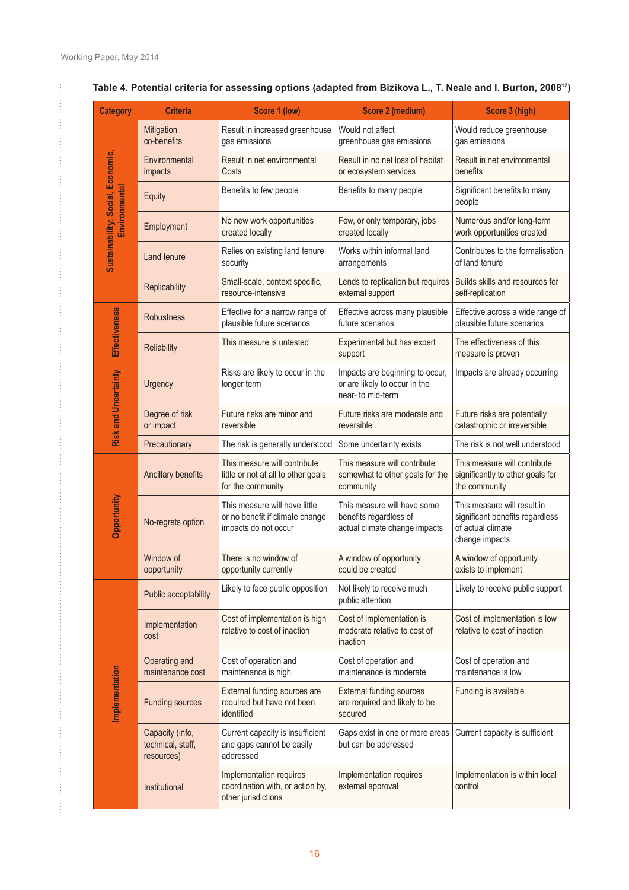**Table 4. Potential criteria for assessing options (adapted from Bizikova L., T. Neale and I. Burton, 2008[12])**

| Category | Criteria | Score 1 (low) | Score 2 (medium) | Score 3 (high) |
|---|---|---|---|---|
| Sustainability: Social, Economic, Environmental | Mitigation co-benefits | Result in increased greenhouse gas emissions | Would not affect greenhouse gas emissions | Would reduce greenhouse gas emissions |
| | Environmental impacts | Result in net environmental Costs | Result in no net loss of habitat or ecosystem services | Result in net environmental benefits |
| | Equity | Benefits to few people | Benefits to many people | Significant benefits to many people |
| | Employment | No new work opportunities created locally | Few, or only temporary, jobs created locally | Numerous and/or long-term work opportunities created |
| | Land tenure | Relies on existing land tenure security | Works within informal land arrangements | Contributes to the formalisation of land tenure |
| | Replicability | Small-scale, context specific, resource-intensive | Lends to replication but requires external support | Builds skills and resources for self-replication |
| Effectiveness | Robustness | Effective for a narrow range of plausible future scenarios | Effective across many plausible future scenarios | Effective across a wide range of plausible future scenarios |
| | Reliability | This measure is untested | Experimental but has expert support | The effectiveness of this measure is proven |
| Risk and Uncertainty | Urgency | Risks are likely to occur in the longer term | Impacts are beginning to occur, or are likely to occur in the near- to mid-term | Impacts are already occurring |
| | Degree of risk or impact | Future risks are minor and reversible | Future risks are moderate and reversible | Future risks are potentially catastrophic or irreversible |
| | Precautionary | The risk is generally understood | Some uncertainty exists | The risk is not well understood |
| Opportunity | Ancillary benefits | This measure will contribute little or not at all to other goals for the community | This measure will contribute somewhat to other goals for the community | This measure will contribute significantly to other goals for the community |
| | No-regrets option | This measure will have little or no benefit if climate change impacts do not occur | This measure will have some benefits regardless of actual climate change impacts | This measure will result in significant benefits regardless of actual climate change impacts |
| | Window of opportunity | There is no window of opportunity currently | A window of opportunity could be created | A window of opportunity exists to implement |
| Implementation | Public acceptability | Likely to face public opposition | Not likely to receive much public attention | Likely to receive public support |
| | Implementation cost | Cost of implementation is high relative to cost of inaction | Cost of implementation is moderate relative to cost of inaction | Cost of implementation is low relative to cost of inaction |
| | Operating and maintenance cost | Cost of operation and maintenance is high | Cost of operation and maintenance is moderate | Cost of operation and maintenance is low |
| | Funding sources | External funding sources are required but have not been identified | External funding sources are required and likely to be secured | Funding is available |
| | Capacity (info, technical, staff, resources) | Current capacity is insufficient and gaps cannot be easily addressed | Gaps exist in one or more areas but can be addressed | Current capacity is sufficient |
| | Institutional | Implementation requires coordination with, or action by, other jurisdictions | Implementation requires external approval | Implementation is within local control |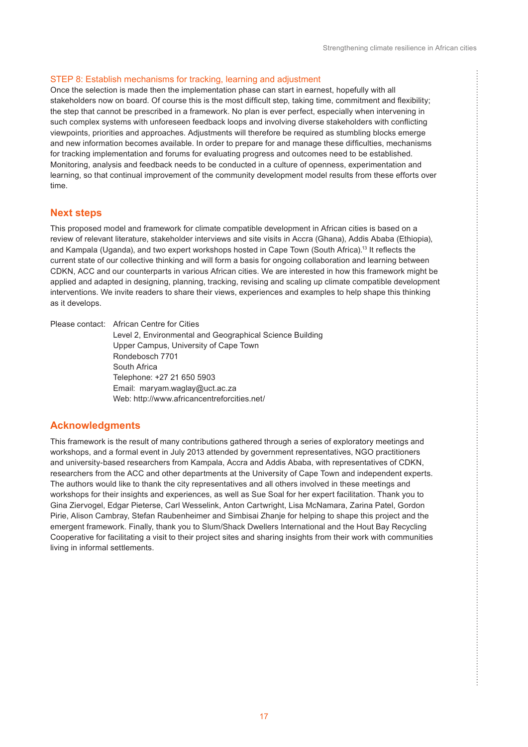### STEP 8: Establish mechanisms for tracking, learning and adjustment

Once the selection is made then the implementation phase can start in earnest, hopefully with all stakeholders now on board. Of course this is the most difficult step, taking time, commitment and flexibility; the step that cannot be prescribed in a framework. No plan is ever perfect, especially when intervening in such complex systems with unforeseen feedback loops and involving diverse stakeholders with conflicting viewpoints, priorities and approaches. Adjustments will therefore be required as stumbling blocks emerge and new information becomes available. In order to prepare for and manage these difficulties, mechanisms for tracking implementation and forums for evaluating progress and outcomes need to be established. Monitoring, analysis and feedback needs to be conducted in a culture of openness, experimentation and learning, so that continual improvement of the community development model results from these efforts over time.

## Next steps

This proposed model and framework for climate compatible development in African cities is based on a review of relevant literature, stakeholder interviews and site visits in Accra (Ghana), Addis Ababa (Ethiopia), and Kampala (Uganda), and two expert workshops hosted in Cape Town (South Africa).[13] It reflects the current state of our collective thinking and will form a basis for ongoing collaboration and learning between CDKN, ACC and our counterparts in various African cities. We are interested in how this framework might be applied and adapted in designing, planning, tracking, revising and scaling up climate compatible development interventions. We invite readers to share their views, experiences and examples to help shape this thinking as it develops.

Please contact: African Centre for Cities
Level 2, Environmental and Geographical Science Building
Upper Campus, University of Cape Town
Rondebosch 7701
South Africa
Telephone: +27 21 650 5903
Email: maryam.waglay@uct.ac.za
Web: http://www.africancentreforcities.net/

## Acknowledgments

This framework is the result of many contributions gathered through a series of exploratory meetings and workshops, and a formal event in July 2013 attended by government representatives, NGO practitioners and university-based researchers from Kampala, Accra and Addis Ababa, with representatives of CDKN, researchers from the ACC and other departments at the University of Cape Town and independent experts. The authors would like to thank the city representatives and all others involved in these meetings and workshops for their insights and experiences, as well as Sue Soal for her expert facilitation. Thank you to Gina Ziervogel, Edgar Pieterse, Carl Wesselink, Anton Cartwright, Lisa McNamara, Zarina Patel, Gordon Pirie, Alison Cambray, Stefan Raubenheimer and Simbisai Zhanje for helping to shape this project and the emergent framework. Finally, thank you to Slum/Shack Dwellers International and the Hout Bay Recycling Cooperative for facilitating a visit to their project sites and sharing insights from their work with communities living in informal settlements.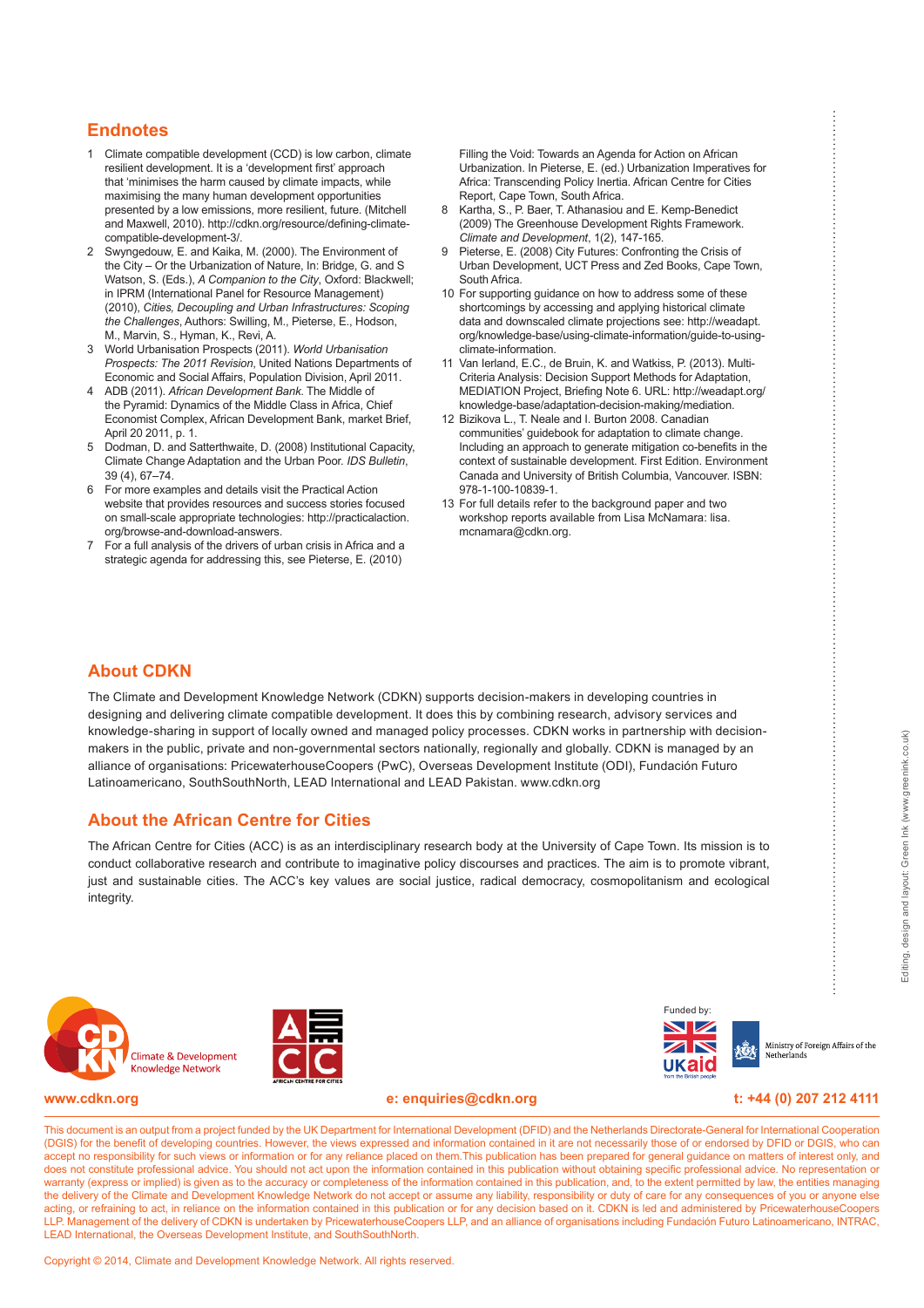## Endnotes

1. Climate compatible development (CCD) is low carbon, climate resilient development. It is a 'development first' approach that 'minimises the harm caused by climate impacts, while maximising the many human development opportunities presented by a low emissions, more resilient, future. (Mitchell and Maxwell, 2010). http://cdkn.org/resource/defining-climate-compatible-development-3/.
2. Swyngedouw, E. and Kaika, M. (2000). The Environment of the City – Or the Urbanization of Nature, In: Bridge, G. and S Watson, S. (Eds.), *A Companion to the City*, Oxford: Blackwell; in IPRM (International Panel for Resource Management) (2010), *Cities, Decoupling and Urban Infrastructures: Scoping the Challenges*, Authors: Swilling, M., Pieterse, E., Hodson, M., Marvin, S., Hyman, K., Revi, A.
3. World Urbanisation Prospects (2011). *World Urbanisation Prospects: The 2011 Revision*, United Nations Departments of Economic and Social Affairs, Population Division, April 2011.
4. ADB (2011). *African Development Bank*. The Middle of the Pyramid: Dynamics of the Middle Class in Africa, Chief Economist Complex, African Development Bank, market Brief, April 20 2011, p. 1.
5. Dodman, D. and Satterthwaite, D. (2008) Institutional Capacity, Climate Change Adaptation and the Urban Poor. *IDS Bulletin*, 39 (4), 67–74.
6. For more examples and details visit the Practical Action website that provides resources and success stories focused on small-scale appropriate technologies: http://practicalaction.org/browse-and-download-answers.
7. For a full analysis of the drivers of urban crisis in Africa and a strategic agenda for addressing this, see Pieterse, E. (2010) Filling the Void: Towards an Agenda for Action on African Urbanization. In Pieterse, E. (ed.) Urbanization Imperatives for Africa: Transcending Policy Inertia. African Centre for Cities Report, Cape Town, South Africa.
8. Kartha, S., P. Baer, T. Athanasiou and E. Kemp-Benedict (2009) The Greenhouse Development Rights Framework. *Climate and Development*, 1(2), 147-165.
9. Pieterse, E. (2008) City Futures: Confronting the Crisis of Urban Development, UCT Press and Zed Books, Cape Town, South Africa.
10. For supporting guidance on how to address some of these shortcomings by accessing and applying historical climate data and downscaled climate projections see: http://weadapt.org/knowledge-base/using-climate-information/guide-to-using-climate-information.
11. Van Ierland, E.C., de Bruin, K. and Watkiss, P. (2013). Multi-Criteria Analysis: Decision Support Methods for Adaptation, MEDIATION Project, Briefing Note 6. URL: http://weadapt.org/knowledge-base/adaptation-decision-making/mediation.
12. Bizikova L., T. Neale and I. Burton 2008. Canadian communities' guidebook for adaptation to climate change. Including an approach to generate mitigation co-benefits in the context of sustainable development. First Edition. Environment Canada and University of British Columbia, Vancouver. ISBN: 978-1-100-10839-1.
13. For full details refer to the background paper and two workshop reports available from Lisa McNamara: lisa.mcnamara@cdkn.org.

## About CDKN

The Climate and Development Knowledge Network (CDKN) supports decision-makers in developing countries in designing and delivering climate compatible development. It does this by combining research, advisory services and knowledge-sharing in support of locally owned and managed policy processes. CDKN works in partnership with decision-makers in the public, private and non-governmental sectors nationally, regionally and globally. CDKN is managed by an alliance of organisations: PricewaterhouseCoopers (PwC), Overseas Development Institute (ODI), Fundación Futuro Latinoamericano, SouthSouthNorth, LEAD International and LEAD Pakistan. www.cdkn.org

## About the African Centre for Cities

The African Centre for Cities (ACC) is as an interdisciplinary research body at the University of Cape Town. Its mission is to conduct collaborative research and contribute to imaginative policy discourses and practices. The aim is to promote vibrant, just and sustainable cities. The ACC's key values are social justice, radical democracy, cosmopolitanism and ecological integrity.

Editing, design and layout: Green Ink (www.greenink.co.uk)

Climate & Development Knowledge Network

AFRICAN CENTRE FOR CITIES

Funded by:

UKaid from the British people

Ministry of Foreign Affairs of the Netherlands

**www.cdkn.org** **e: enquiries@cdkn.org** **t: +44 (0) 207 212 4111**

This document is an output from a project funded by the UK Department for International Development (DFID) and the Netherlands Directorate-General for International Cooperation (DGIS) for the benefit of developing countries. However, the views expressed and information contained in it are not necessarily those of or endorsed by DFID or DGIS, who can accept no responsibility for such views or information or for any reliance placed on them.This publication has been prepared for general guidance on matters of interest only, and does not constitute professional advice. You should not act upon the information contained in this publication without obtaining specific professional advice. No representation or warranty (express or implied) is given as to the accuracy or completeness of the information contained in this publication, and, to the extent permitted by law, the entities managing the delivery of the Climate and Development Knowledge Network do not accept or assume any liability, responsibility or duty of care for any consequences of you or anyone else acting, or refraining to act, in reliance on the information contained in this publication or for any decision based on it. CDKN is led and administered by PricewaterhouseCoopers LLP. Management of the delivery of CDKN is undertaken by PricewaterhouseCoopers LLP, and an alliance of organisations including Fundación Futuro Latinoamericano, INTRAC, LEAD International, the Overseas Development Institute, and SouthSouthNorth.

Copyright © 2014, Climate and Development Knowledge Network. All rights reserved.